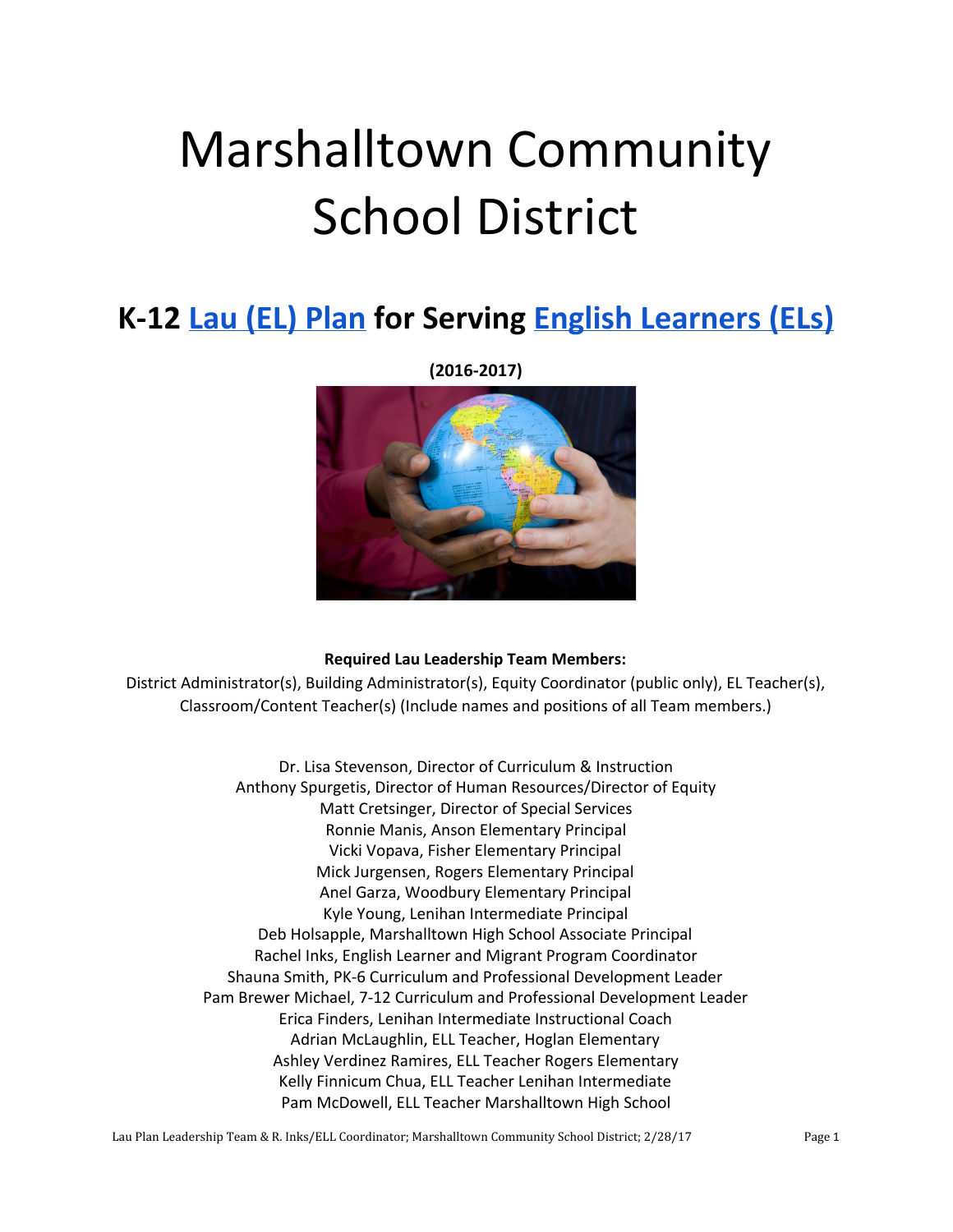# Marshalltown Community School District

## K-12 Lau (EL) Plan for Serving English Learners (ELs)

**(2016-2017)**

**Required Lau Leadership Team Members:**

District Administrator(s), Building Administrator(s), Equity Coordinator (public only), EL Teacher(s), Classroom/Content Teacher(s) (Include names and positions of all Team members.)

Dr. Lisa Stevenson, Director of Curriculum & Instruction
Anthony Spurgetis, Director of Human Resources/Director of Equity
Matt Cretsinger, Director of Special Services
Ronnie Manis, Anson Elementary Principal
Vicki Vopava, Fisher Elementary Principal
Mick Jurgensen, Rogers Elementary Principal
Anel Garza, Woodbury Elementary Principal
Kyle Young, Lenihan Intermediate Principal
Deb Holsapple, Marshalltown High School Associate Principal
Rachel Inks, English Learner and Migrant Program Coordinator
Shauna Smith, PK-6 Curriculum and Professional Development Leader
Pam Brewer Michael, 7-12 Curriculum and Professional Development Leader
Erica Finders, Lenihan Intermediate Instructional Coach
Adrian McLaughlin, ELL Teacher, Hoglan Elementary
Ashley Verdinez Ramires, ELL Teacher Rogers Elementary
Kelly Finnicum Chua, ELL Teacher Lenihan Intermediate
Pam McDowell, ELL Teacher Marshalltown High School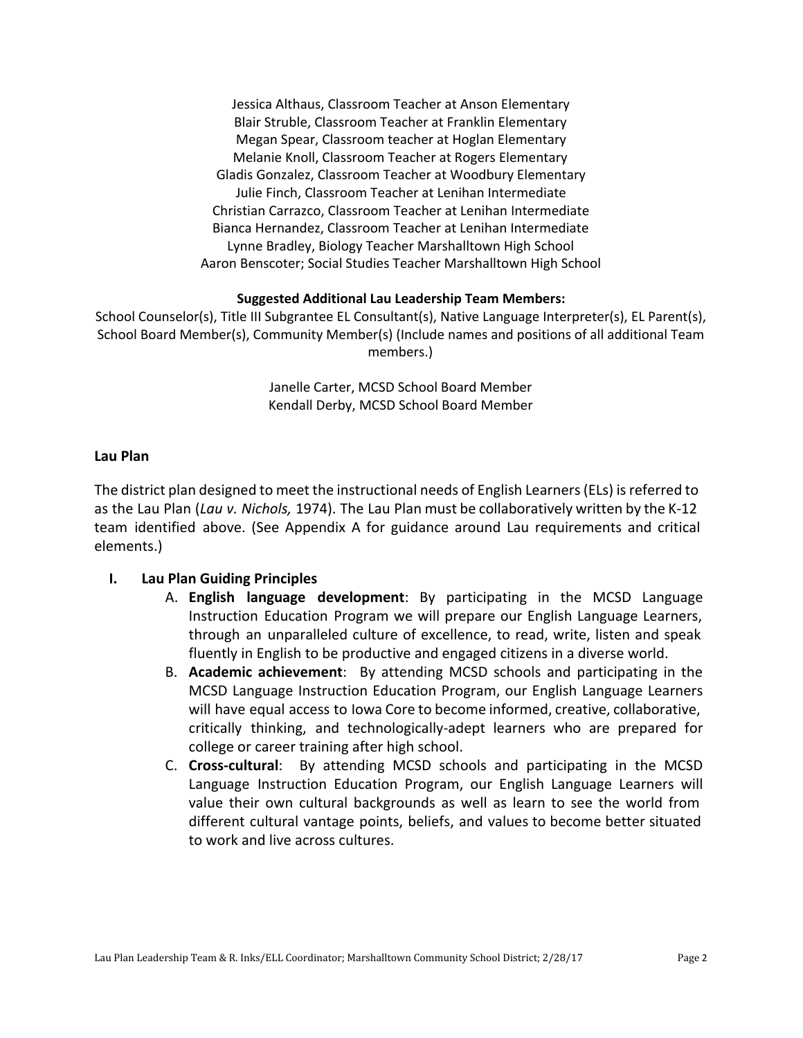Jessica Althaus, Classroom Teacher at Anson Elementary
Blair Struble, Classroom Teacher at Franklin Elementary
Megan Spear, Classroom teacher at Hoglan Elementary
Melanie Knoll, Classroom Teacher at Rogers Elementary
Gladis Gonzalez, Classroom Teacher at Woodbury Elementary
Julie Finch, Classroom Teacher at Lenihan Intermediate
Christian Carrazco, Classroom Teacher at Lenihan Intermediate
Bianca Hernandez, Classroom Teacher at Lenihan Intermediate
Lynne Bradley, Biology Teacher Marshalltown High School
Aaron Benscoter; Social Studies Teacher Marshalltown High School

**Suggested Additional Lau Leadership Team Members:**

School Counselor(s), Title III Subgrantee EL Consultant(s), Native Language Interpreter(s), EL Parent(s), School Board Member(s), Community Member(s) (Include names and positions of all additional Team members.)

Janelle Carter, MCSD School Board Member
Kendall Derby, MCSD School Board Member

## Lau Plan

The district plan designed to meet the instructional needs of English Learners (ELs) is referred to as the Lau Plan (*Lau v. Nichols,* 1974). The Lau Plan must be collaboratively written by the K-12 team identified above. (See Appendix A for guidance around Lau requirements and critical elements.)

### I. Lau Plan Guiding Principles

A. **English language development**: By participating in the MCSD Language Instruction Education Program we will prepare our English Language Learners, through an unparalleled culture of excellence, to read, write, listen and speak fluently in English to be productive and engaged citizens in a diverse world.

B. **Academic achievement**: By attending MCSD schools and participating in the MCSD Language Instruction Education Program, our English Language Learners will have equal access to Iowa Core to become informed, creative, collaborative, critically thinking, and technologically-adept learners who are prepared for college or career training after high school.

C. **Cross-cultural**: By attending MCSD schools and participating in the MCSD Language Instruction Education Program, our English Language Learners will value their own cultural backgrounds as well as learn to see the world from different cultural vantage points, beliefs, and values to become better situated to work and live across cultures.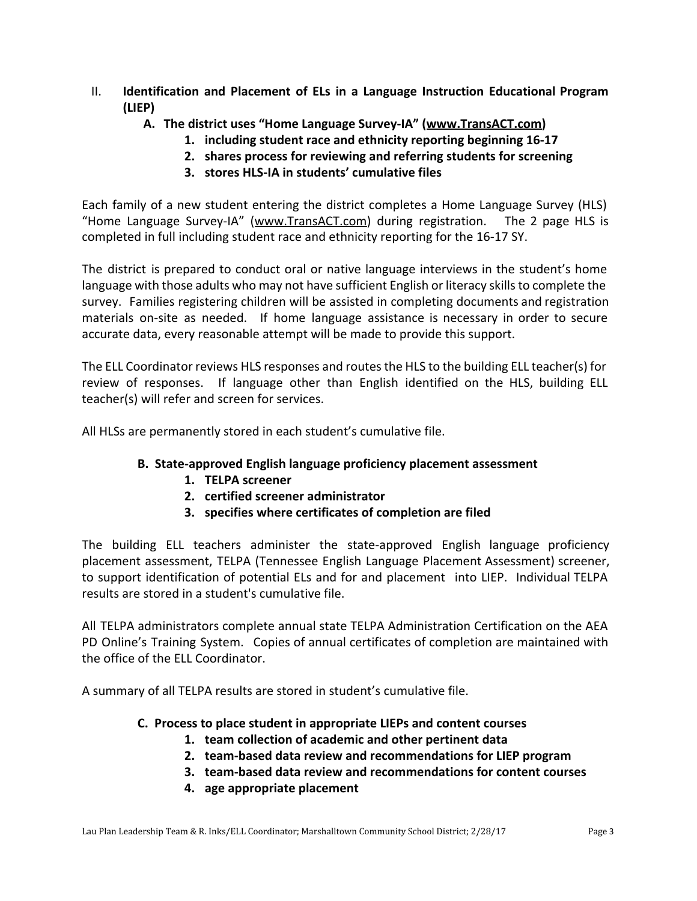## II. Identification and Placement of ELs in a Language Instruction Educational Program (LIEP)

### A. The district uses "Home Language Survey-IA" (www.TransACT.com)

1. **including student race and ethnicity reporting beginning 16-17**
2. **shares process for reviewing and referring students for screening**
3. **stores HLS-IA in students' cumulative files**

Each family of a new student entering the district completes a Home Language Survey (HLS) "Home Language Survey-IA" (www.TransACT.com) during registration. The 2 page HLS is completed in full including student race and ethnicity reporting for the 16-17 SY.

The district is prepared to conduct oral or native language interviews in the student's home language with those adults who may not have sufficient English or literacy skills to complete the survey. Families registering children will be assisted in completing documents and registration materials on-site as needed. If home language assistance is necessary in order to secure accurate data, every reasonable attempt will be made to provide this support.

The ELL Coordinator reviews HLS responses and routes the HLS to the building ELL teacher(s) for review of responses. If language other than English identified on the HLS, building ELL teacher(s) will refer and screen for services.

All HLSs are permanently stored in each student's cumulative file.

### B. State-approved English language proficiency placement assessment

1. **TELPA screener**
2. **certified screener administrator**
3. **specifies where certificates of completion are filed**

The building ELL teachers administer the state-approved English language proficiency placement assessment, TELPA (Tennessee English Language Placement Assessment) screener, to support identification of potential ELs and for and placement into LIEP. Individual TELPA results are stored in a student's cumulative file.

All TELPA administrators complete annual state TELPA Administration Certification on the AEA PD Online's Training System. Copies of annual certificates of completion are maintained with the office of the ELL Coordinator.

A summary of all TELPA results are stored in student's cumulative file.

### C. Process to place student in appropriate LIEPs and content courses

1. **team collection of academic and other pertinent data**
2. **team-based data review and recommendations for LIEP program**
3. **team-based data review and recommendations for content courses**
4. **age appropriate placement**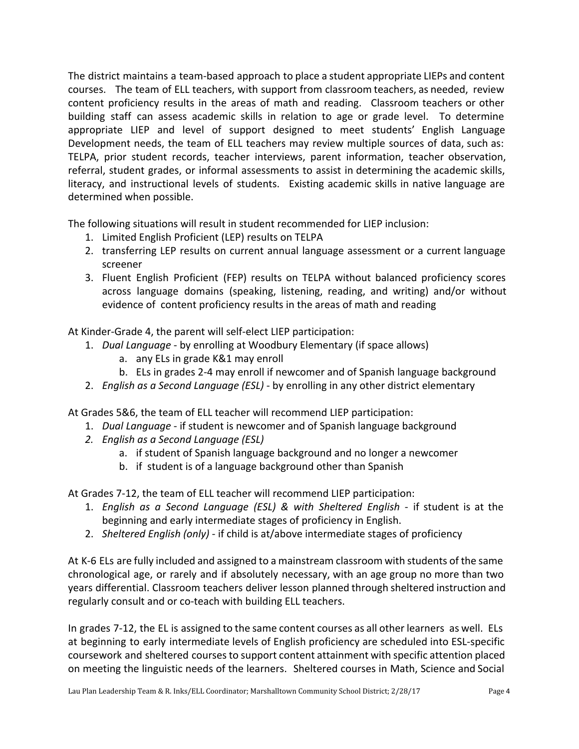The district maintains a team-based approach to place a student appropriate LIEPs and content courses. The team of ELL teachers, with support from classroom teachers, as needed, review content proficiency results in the areas of math and reading. Classroom teachers or other building staff can assess academic skills in relation to age or grade level. To determine appropriate LIEP and level of support designed to meet students' English Language Development needs, the team of ELL teachers may review multiple sources of data, such as: TELPA, prior student records, teacher interviews, parent information, teacher observation, referral, student grades, or informal assessments to assist in determining the academic skills, literacy, and instructional levels of students. Existing academic skills in native language are determined when possible.

The following situations will result in student recommended for LIEP inclusion:

1. Limited English Proficient (LEP) results on TELPA
2. transferring LEP results on current annual language assessment or a current language screener
3. Fluent English Proficient (FEP) results on TELPA without balanced proficiency scores across language domains (speaking, listening, reading, and writing) and/or without evidence of content proficiency results in the areas of math and reading

At Kinder-Grade 4, the parent will self-elect LIEP participation:

1. *Dual Language* - by enrolling at Woodbury Elementary (if space allows)
   a. any ELs in grade K&1 may enroll
   b. ELs in grades 2-4 may enroll if newcomer and of Spanish language background
2. *English as a Second Language (ESL)* - by enrolling in any other district elementary

At Grades 5&6, the team of ELL teacher will recommend LIEP participation:

1. *Dual Language* - if student is newcomer and of Spanish language background
2. *English as a Second Language (ESL)*
   a. if student of Spanish language background and no longer a newcomer
   b. if student is of a language background other than Spanish

At Grades 7-12, the team of ELL teacher will recommend LIEP participation:

1. *English as a Second Language (ESL) & with Sheltered English* - if student is at the beginning and early intermediate stages of proficiency in English.
2. *Sheltered English (only)* - if child is at/above intermediate stages of proficiency

At K-6 ELs are fully included and assigned to a mainstream classroom with students of the same chronological age, or rarely and if absolutely necessary, with an age group no more than two years differential. Classroom teachers deliver lesson planned through sheltered instruction and regularly consult and or co-teach with building ELL teachers.

In grades 7-12, the EL is assigned to the same content courses as all other learners as well. ELs at beginning to early intermediate levels of English proficiency are scheduled into ESL-specific coursework and sheltered courses to support content attainment with specific attention placed on meeting the linguistic needs of the learners. Sheltered courses in Math, Science and Social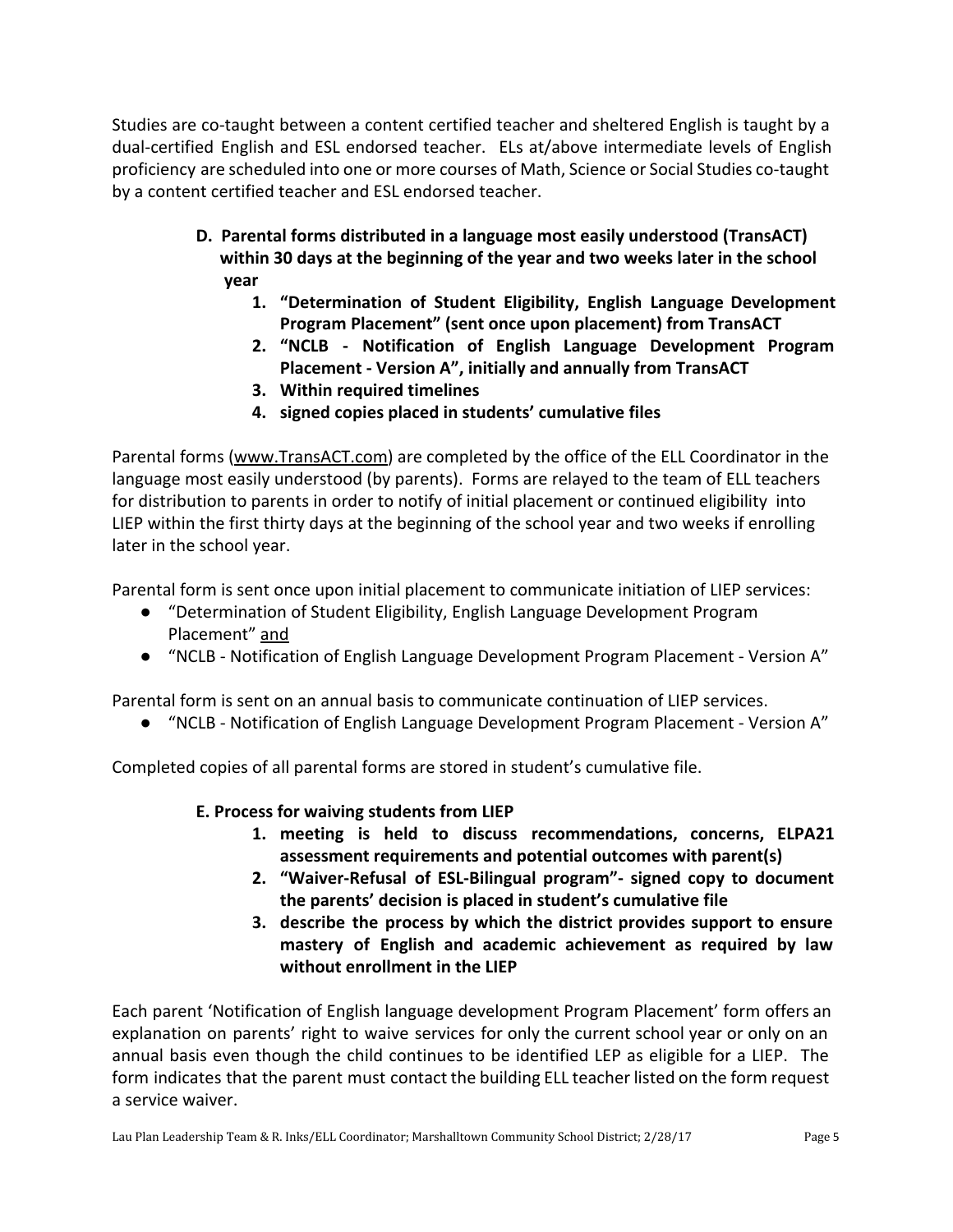Studies are co-taught between a content certified teacher and sheltered English is taught by a dual-certified English and ESL endorsed teacher. ELs at/above intermediate levels of English proficiency are scheduled into one or more courses of Math, Science or Social Studies co-taught by a content certified teacher and ESL endorsed teacher.

**D. Parental forms distributed in a language most easily understood (TransACT) within 30 days at the beginning of the year and two weeks later in the school year**

1. **"Determination of Student Eligibility, English Language Development Program Placement" (sent once upon placement) from TransACT**
2. **"NCLB - Notification of English Language Development Program Placement - Version A", initially and annually from TransACT**
3. **Within required timelines**
4. **signed copies placed in students' cumulative files**

Parental forms (www.TransACT.com) are completed by the office of the ELL Coordinator in the language most easily understood (by parents). Forms are relayed to the team of ELL teachers for distribution to parents in order to notify of initial placement or continued eligibility into LIEP within the first thirty days at the beginning of the school year and two weeks if enrolling later in the school year.

Parental form is sent once upon initial placement to communicate initiation of LIEP services:

- "Determination of Student Eligibility, English Language Development Program Placement" and
- "NCLB - Notification of English Language Development Program Placement - Version A"

Parental form is sent on an annual basis to communicate continuation of LIEP services.

- "NCLB - Notification of English Language Development Program Placement - Version A"

Completed copies of all parental forms are stored in student's cumulative file.

**E. Process for waiving students from LIEP**

1. **meeting is held to discuss recommendations, concerns, ELPA21 assessment requirements and potential outcomes with parent(s)**
2. **"Waiver-Refusal of ESL-Bilingual program"- signed copy to document the parents' decision is placed in student's cumulative file**
3. **describe the process by which the district provides support to ensure mastery of English and academic achievement as required by law without enrollment in the LIEP**

Each parent 'Notification of English language development Program Placement' form offers an explanation on parents' right to waive services for only the current school year or only on an annual basis even though the child continues to be identified LEP as eligible for a LIEP. The form indicates that the parent must contact the building ELL teacher listed on the form request a service waiver.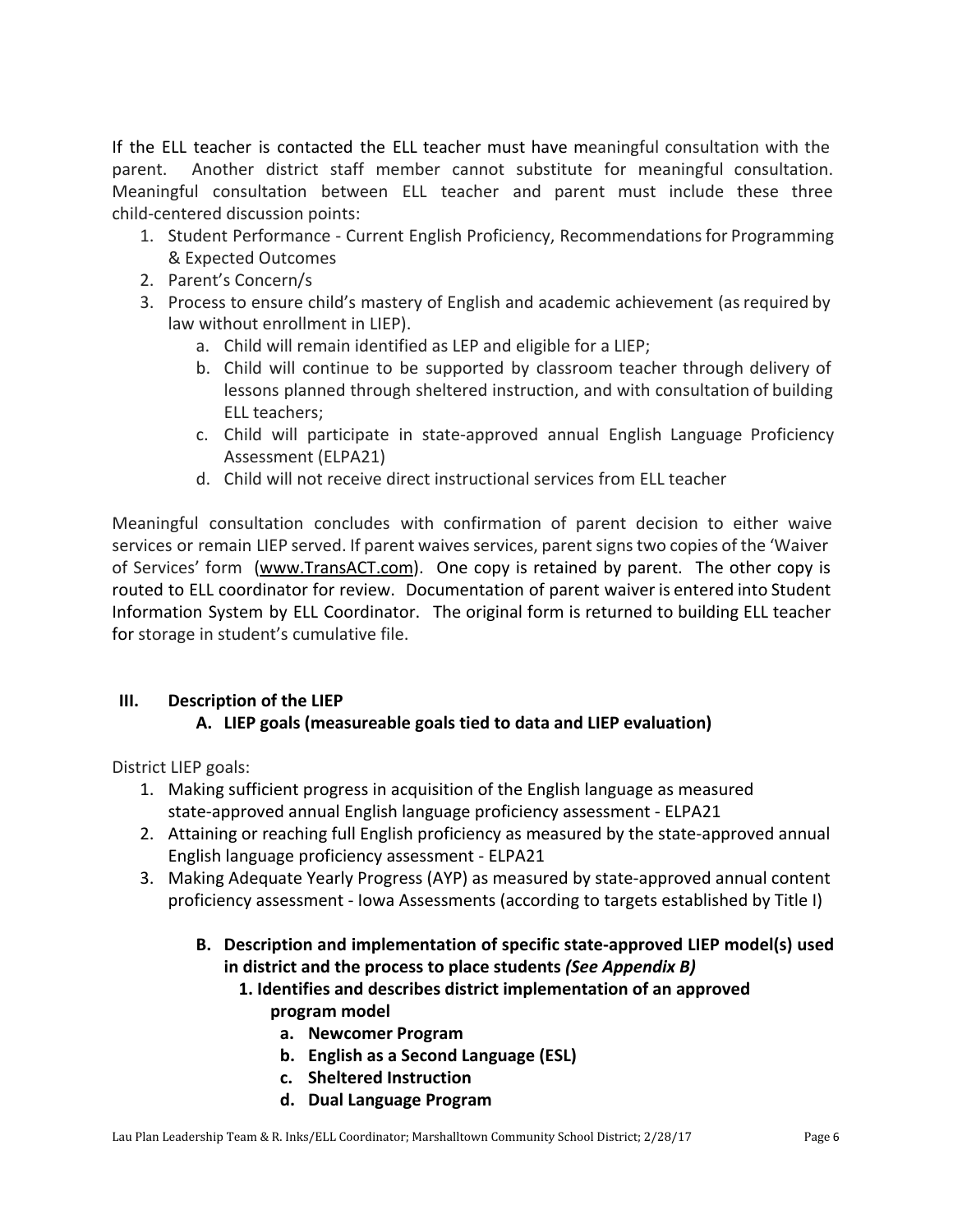If the ELL teacher is contacted the ELL teacher must have meaningful consultation with the parent. Another district staff member cannot substitute for meaningful consultation. Meaningful consultation between ELL teacher and parent must include these three child-centered discussion points:

1. Student Performance - Current English Proficiency, Recommendations for Programming & Expected Outcomes
2. Parent's Concern/s
3. Process to ensure child's mastery of English and academic achievement (as required by law without enrollment in LIEP).
   a. Child will remain identified as LEP and eligible for a LIEP;
   b. Child will continue to be supported by classroom teacher through delivery of lessons planned through sheltered instruction, and with consultation of building ELL teachers;
   c. Child will participate in state-approved annual English Language Proficiency Assessment (ELPA21)
   d. Child will not receive direct instructional services from ELL teacher

Meaningful consultation concludes with confirmation of parent decision to either waive services or remain LIEP served. If parent waives services, parent signs two copies of the 'Waiver of Services' form (www.TransACT.com). One copy is retained by parent. The other copy is routed to ELL coordinator for review. Documentation of parent waiver is entered into Student Information System by ELL Coordinator. The original form is returned to building ELL teacher for storage in student's cumulative file.

## III. Description of the LIEP

### A. LIEP goals (measureable goals tied to data and LIEP evaluation)

District LIEP goals:

1. Making sufficient progress in acquisition of the English language as measured state-approved annual English language proficiency assessment - ELPA21
2. Attaining or reaching full English proficiency as measured by the state-approved annual English language proficiency assessment - ELPA21
3. Making Adequate Yearly Progress (AYP) as measured by state-approved annual content proficiency assessment - Iowa Assessments (according to targets established by Title I)

### B. Description and implementation of specific state-approved LIEP model(s) used in district and the process to place students *(See Appendix B)*

**1. Identifies and describes district implementation of an approved program model**

- **a. Newcomer Program**
- **b. English as a Second Language (ESL)**
- **c. Sheltered Instruction**
- **d. Dual Language Program**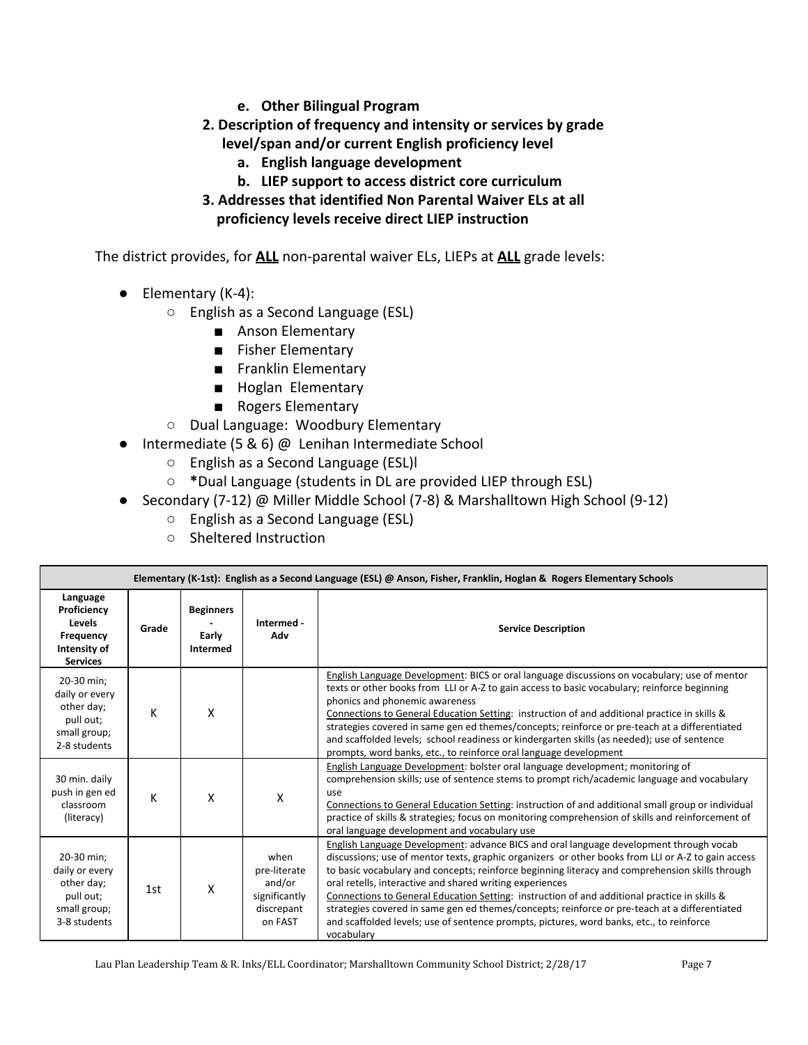e. **Other Bilingual Program**

2. **Description of frequency and intensity or services by grade level/span and/or current English proficiency level**
   a. **English language development**
   b. **LIEP support to access district core curriculum**
3. **Addresses that identified Non Parental Waiver ELs at all proficiency levels receive direct LIEP instruction**

The district provides, for **ALL** non-parental waiver ELs, LIEPs at **ALL** grade levels:

- Elementary (K-4):
  - English as a Second Language (ESL)
    - Anson Elementary
    - Fisher Elementary
    - Franklin Elementary
    - Hoglan Elementary
    - Rogers Elementary
  - Dual Language: Woodbury Elementary
- Intermediate (5 & 6) @ Lenihan Intermediate School
  - English as a Second Language (ESL)l
  - ***Dual Language (students in DL are provided LIEP through ESL)
- Secondary (7-12) @ Miller Middle School (7-8) & Marshalltown High School (9-12)
  - English as a Second Language (ESL)
  - Sheltered Instruction

| **Elementary (K-1st): English as a Second Language (ESL) @ Anson, Fisher, Franklin, Hoglan & Rogers Elementary Schools** | | | | |
|---|---|---|---|---|
| **Language Proficiency Levels Frequency Intensity of Services** | **Grade** | **Beginners - Early Intermed** | **Intermed - Adv** | **Service Description** |
| 20-30 min; daily or every other day; pull out; small group; 2-8 students | K | X | | English Language Development: BICS or oral language discussions on vocabulary; use of mentor texts or other books from LLI or A-Z to gain access to basic vocabulary; reinforce beginning phonics and phonemic awareness<br>Connections to General Education Setting: instruction of and additional practice in skills & strategies covered in same gen ed themes/concepts; reinforce or pre-teach at a differentiated and scaffolded levels; school readiness or kindergarten skills (as needed); use of sentence prompts, word banks, etc., to reinforce oral language development |
| 30 min. daily push in gen ed classroom (literacy) | K | X | X | English Language Development: bolster oral language development; monitoring of comprehension skills; use of sentence stems to prompt rich/academic language and vocabulary use<br>Connections to General Education Setting: instruction of and additional small group or individual practice of skills & strategies; focus on monitoring comprehension of skills and reinforcement of oral language development and vocabulary use |
| 20-30 min; daily or every other day; pull out; small group; 3-8 students | 1st | X | when pre-literate and/or significantly discrepant on FAST | English Language Development: advance BICS and oral language development through vocab discussions; use of mentor texts, graphic organizers or other books from LLI or A-Z to gain access to basic vocabulary and concepts; reinforce beginning literacy and comprehension skills through oral retells, interactive and shared writing experiences<br>Connections to General Education Setting: instruction of and additional practice in skills & strategies covered in same gen ed themes/concepts; reinforce or pre-teach at a differentiated and scaffolded levels; use of sentence prompts, pictures, word banks, etc., to reinforce vocabulary |

Lau Plan Leadership Team & R. Inks/ELL Coordinator; Marshalltown Community School District; 2/28/17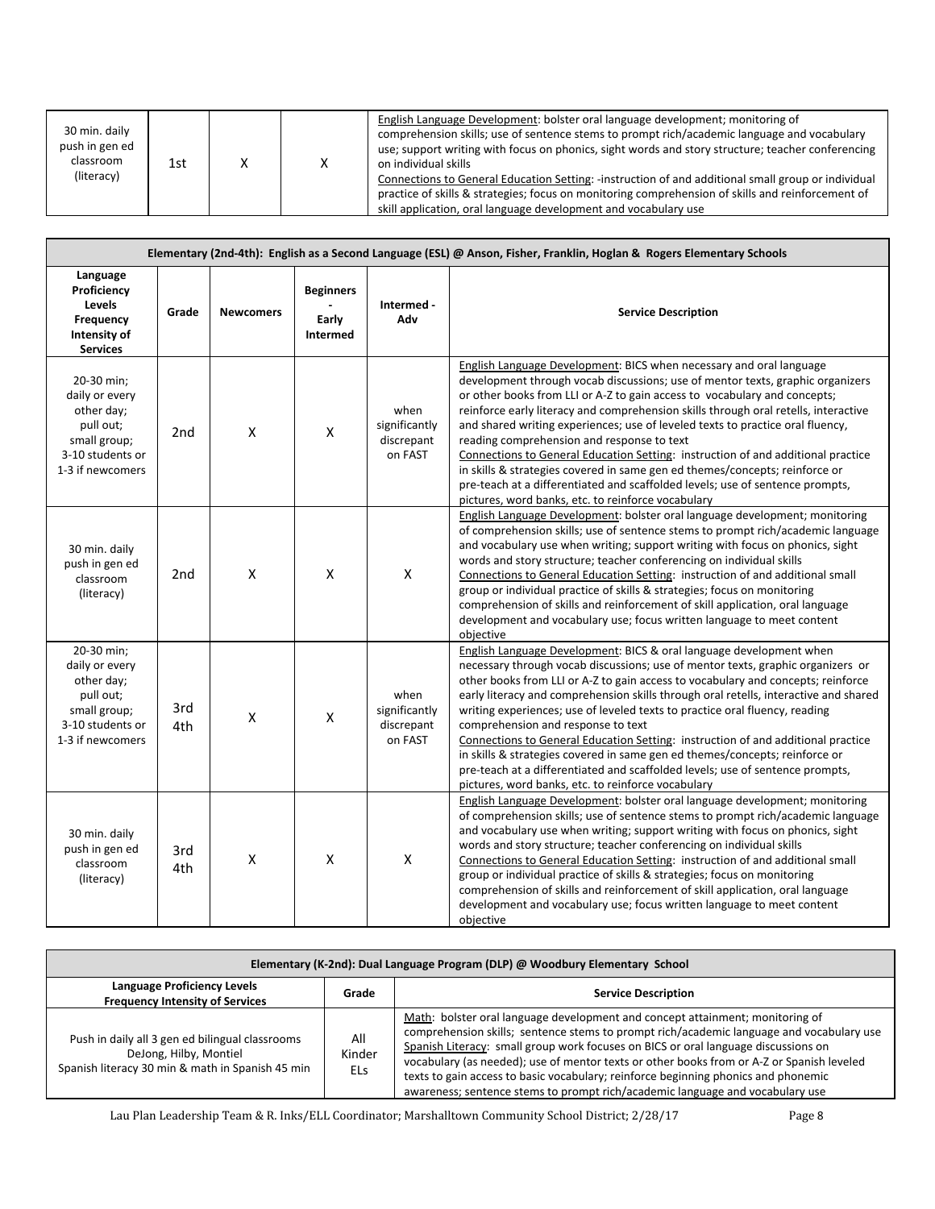| 30 min. daily push in gen ed classroom (literacy) | 1st | X | X | English Language Development: bolster oral language development; monitoring of comprehension skills; use of sentence stems to prompt rich/academic language and vocabulary use; support writing with focus on phonics, sight words and story structure; teacher conferencing on individual skills<br>Connections to General Education Setting: -instruction of and additional small group or individual practice of skills & strategies; focus on monitoring comprehension of skills and reinforcement of skill application, oral language development and vocabulary use |
|---|---|---|---|---|

| Elementary (2nd-4th): English as a Second Language (ESL) @ Anson, Fisher, Franklin, Hoglan & Rogers Elementary Schools | | | | | |
|---|---|---|---|---|---|
| **Language Proficiency Levels Frequency Intensity of Services** | **Grade** | **Newcomers** | **Beginners - Early Intermed** | **Intermed - Adv** | **Service Description** |
| 20-30 min; daily or every other day; pull out; small group; 3-10 students or 1-3 if newcomers | 2nd | X | X | when significantly discrepant on FAST | English Language Development: BICS when necessary and oral language development through vocab discussions; use of mentor texts, graphic organizers or other books from LLI or A-Z to gain access to vocabulary and concepts; reinforce early literacy and comprehension skills through oral retells, interactive and shared writing experiences; use of leveled texts to practice oral fluency, reading comprehension and response to text<br>Connections to General Education Setting: instruction of and additional practice in skills & strategies covered in same gen ed themes/concepts; reinforce or pre-teach at a differentiated and scaffolded levels; use of sentence prompts, pictures, word banks, etc. to reinforce vocabulary |
| 30 min. daily push in gen ed classroom (literacy) | 2nd | X | X | X | English Language Development: bolster oral language development; monitoring of comprehension skills; use of sentence stems to prompt rich/academic language and vocabulary use when writing; support writing with focus on phonics, sight words and story structure; teacher conferencing on individual skills<br>Connections to General Education Setting: instruction of and additional small group or individual practice of skills & strategies; focus on monitoring comprehension of skills and reinforcement of skill application, oral language development and vocabulary use; focus written language to meet content objective |
| 20-30 min; daily or every other day; pull out; small group; 3-10 students or 1-3 if newcomers | 3rd 4th | X | X | when significantly discrepant on FAST | English Language Development: BICS & oral language development when necessary through vocab discussions; use of mentor texts, graphic organizers or other books from LLI or A-Z to gain access to vocabulary and concepts; reinforce early literacy and comprehension skills through oral retells, interactive and shared writing experiences; use of leveled texts to practice oral fluency, reading comprehension and response to text<br>Connections to General Education Setting: instruction of and additional practice in skills & strategies covered in same gen ed themes/concepts; reinforce or pre-teach at a differentiated and scaffolded levels; use of sentence prompts, pictures, word banks, etc. to reinforce vocabulary |
| 30 min. daily push in gen ed classroom (literacy) | 3rd 4th | X | X | X | English Language Development: bolster oral language development; monitoring of comprehension skills; use of sentence stems to prompt rich/academic language and vocabulary use when writing; support writing with focus on phonics, sight words and story structure; teacher conferencing on individual skills<br>Connections to General Education Setting: instruction of and additional small group or individual practice of skills & strategies; focus on monitoring comprehension of skills and reinforcement of skill application, oral language development and vocabulary use; focus written language to meet content objective |

| Elementary (K-2nd): Dual Language Program (DLP) @ Woodbury Elementary School | | |
|---|---|---|
| **Language Proficiency Levels Frequency Intensity of Services** | **Grade** | **Service Description** |
| Push in daily all 3 gen ed bilingual classrooms DeJong, Hilby, Montiel Spanish literacy 30 min & math in Spanish 45 min | All Kinder ELs | Math: bolster oral language development and concept attainment; monitoring of comprehension skills; sentence stems to prompt rich/academic language and vocabulary use<br>Spanish Literacy: small group work focuses on BICS or oral language discussions on vocabulary (as needed); use of mentor texts or other books from A-Z or Spanish leveled texts to gain access to basic vocabulary; reinforce beginning phonics and phonemic awareness; sentence stems to prompt rich/academic language and vocabulary use |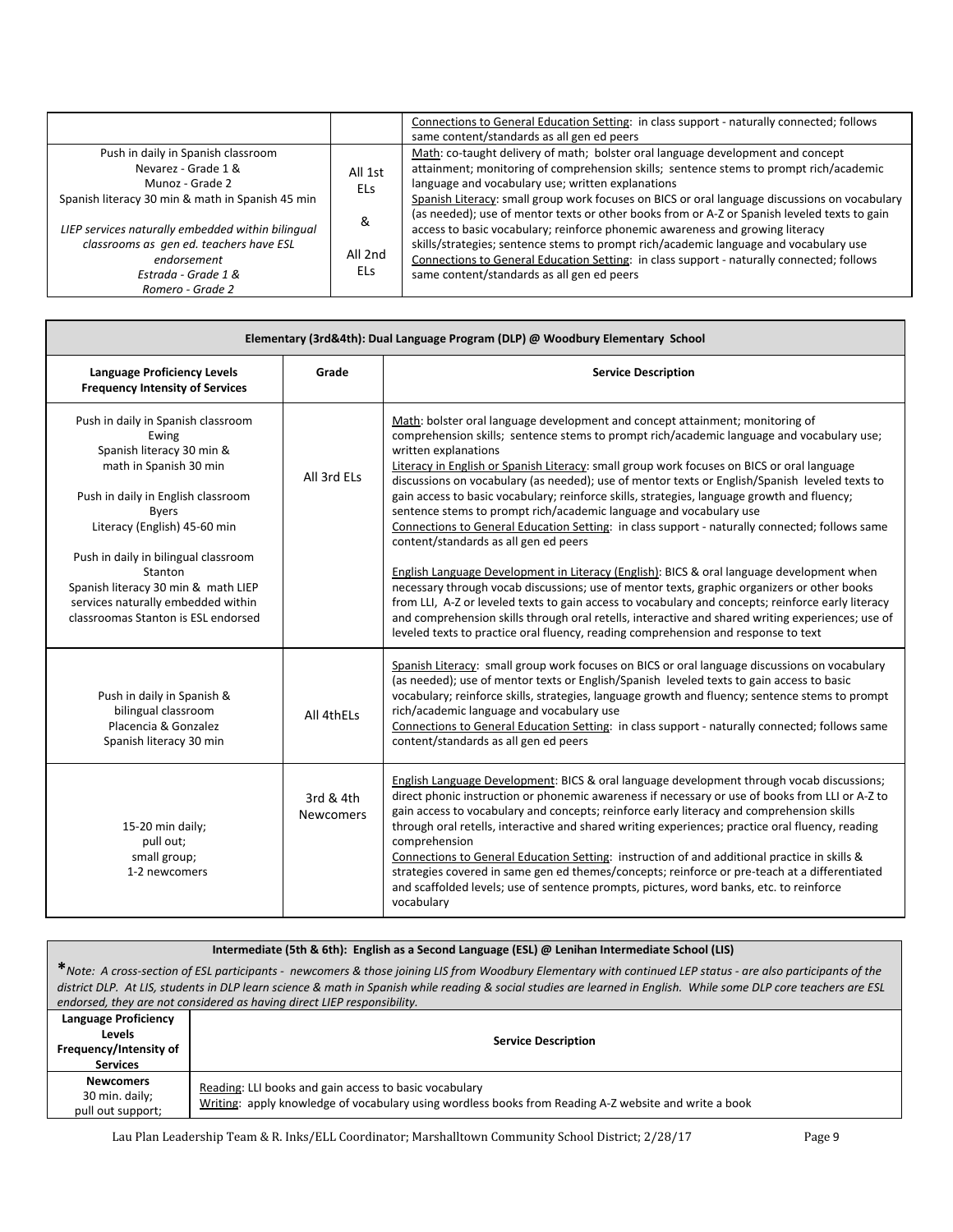| | | |
|---|---|---|
| | | Connections to General Education Setting: in class support - naturally connected; follows same content/standards as all gen ed peers |
| Push in daily in Spanish classroom<br>Nevarez - Grade 1 &<br>Munoz - Grade 2<br>Spanish literacy 30 min & math in Spanish 45 min<br><br>*LIEP services naturally embedded within bilingual classrooms as gen ed. teachers have ESL endorsement*<br>*Estrada - Grade 1 &*<br>*Romero - Grade 2* | All 1st ELs<br><br>&<br><br>All 2nd ELs | Math: co-taught delivery of math; bolster oral language development and concept attainment; monitoring of comprehension skills; sentence stems to prompt rich/academic language and vocabulary use; written explanations<br>Spanish Literacy: small group work focuses on BICS or oral language discussions on vocabulary (as needed); use of mentor texts or other books from or A-Z or Spanish leveled texts to gain access to basic vocabulary; reinforce phonemic awareness and growing literacy skills/strategies; sentence stems to prompt rich/academic language and vocabulary use<br>Connections to General Education Setting: in class support - naturally connected; follows same content/standards as all gen ed peers |

| Elementary (3rd&4th): Dual Language Program (DLP) @ Woodbury Elementary School | | |
|---|---|---|
| **Language Proficiency Levels Frequency Intensity of Services** | **Grade** | **Service Description** |
| Push in daily in Spanish classroom<br>Ewing<br>Spanish literacy 30 min &<br>math in Spanish 30 min<br><br>Push in daily in English classroom<br>Byers<br>Literacy (English) 45-60 min<br><br>Push in daily in bilingual classroom<br>Stanton<br>Spanish literacy 30 min & math LIEP services naturally embedded within classroomas Stanton is ESL endorsed | All 3rd ELs | Math: bolster oral language development and concept attainment; monitoring of comprehension skills; sentence stems to prompt rich/academic language and vocabulary use; written explanations<br>Literacy in English or Spanish Literacy: small group work focuses on BICS or oral language discussions on vocabulary (as needed); use of mentor texts or English/Spanish leveled texts to gain access to basic vocabulary; reinforce skills, strategies, language growth and fluency; sentence stems to prompt rich/academic language and vocabulary use<br>Connections to General Education Setting: in class support - naturally connected; follows same content/standards as all gen ed peers<br><br>English Language Development in Literacy (English): BICS & oral language development when necessary through vocab discussions; use of mentor texts, graphic organizers or other books from LLI, A-Z or leveled texts to gain access to vocabulary and concepts; reinforce early literacy and comprehension skills through oral retells, interactive and shared writing experiences; use of leveled texts to practice oral fluency, reading comprehension and response to text |
| Push in daily in Spanish & bilingual classroom<br>Placencia & Gonzalez<br>Spanish literacy 30 min | All 4thELs | Spanish Literacy: small group work focuses on BICS or oral language discussions on vocabulary (as needed); use of mentor texts or English/Spanish leveled texts to gain access to basic vocabulary; reinforce skills, strategies, language growth and fluency; sentence stems to prompt rich/academic language and vocabulary use<br>Connections to General Education Setting: in class support - naturally connected; follows same content/standards as all gen ed peers |
| 15-20 min daily;<br>pull out;<br>small group;<br>1-2 newcomers | 3rd & 4th Newcomers | English Language Development: BICS & oral language development through vocab discussions; direct phonic instruction or phonemic awareness if necessary or use of books from LLI or A-Z to gain access to vocabulary and concepts; reinforce early literacy and comprehension skills through oral retells, interactive and shared writing experiences; practice oral fluency, reading comprehension<br>Connections to General Education Setting: instruction of and additional practice in skills & strategies covered in same gen ed themes/concepts; reinforce or pre-teach at a differentiated and scaffolded levels; use of sentence prompts, pictures, word banks, etc. to reinforce vocabulary |

| Intermediate (5th & 6th): English as a Second Language (ESL) @ Lenihan Intermediate School (LIS)<br>**\****Note: A cross-section of ESL participants - newcomers & those joining LIS from Woodbury Elementary with continued LEP status - are also participants of the district DLP. At LIS, students in DLP learn science & math in Spanish while reading & social studies are learned in English. While some DLP core teachers are ESL endorsed, they are not considered as having direct LIEP responsibility.* | |
|---|---|
| **Language Proficiency Levels Frequency/Intensity of Services** | **Service Description** |
| **Newcomers**<br>30 min. daily;<br>pull out support; | Reading: LLI books and gain access to basic vocabulary<br>Writing: apply knowledge of vocabulary using wordless books from Reading A-Z website and write a book |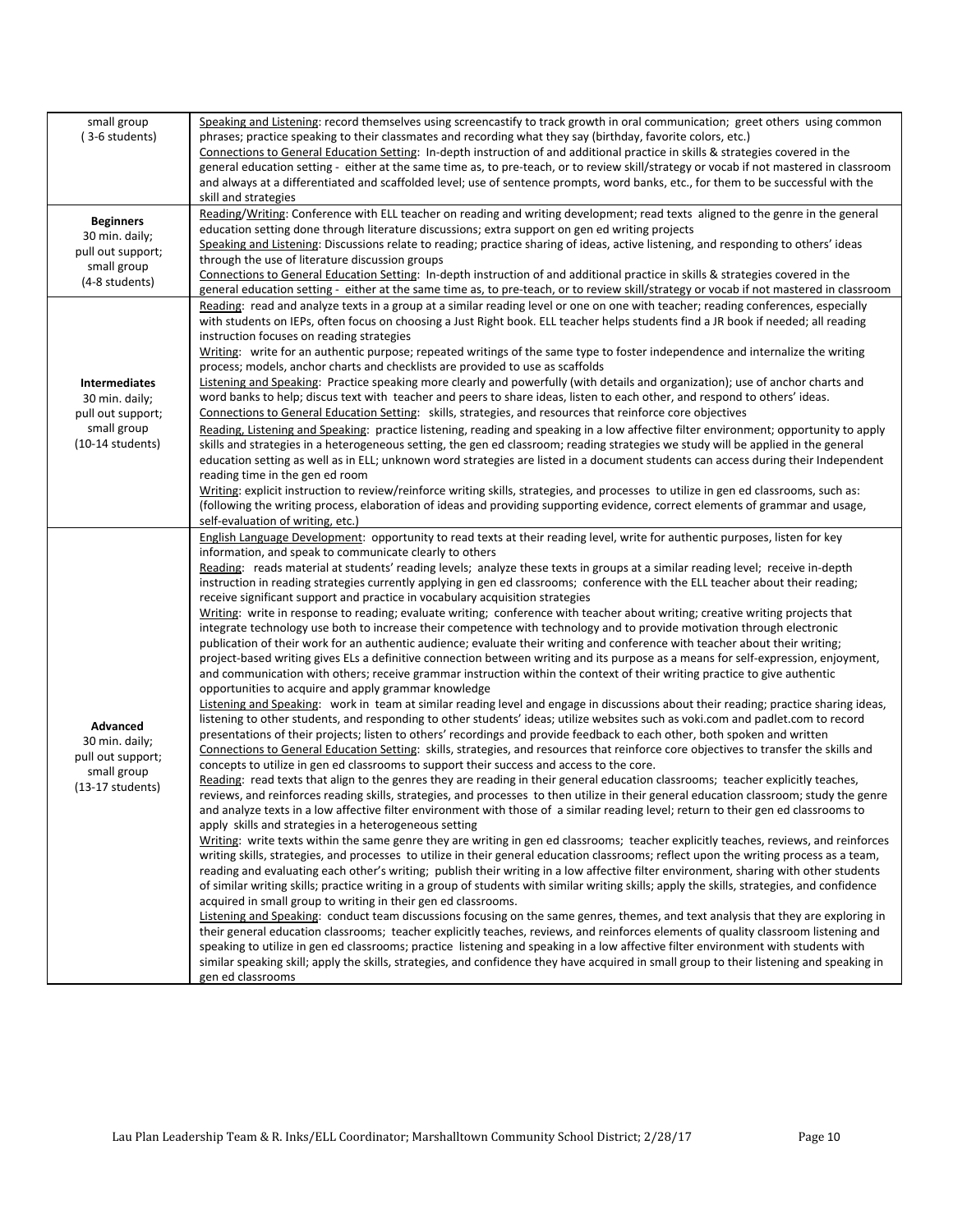| | |
|---|---|
| small group (3-6 students) | Speaking and Listening: record themselves using screencastify to track growth in oral communication; greet others using common phrases; practice speaking to their classmates and recording what they say (birthday, favorite colors, etc.)<br>Connections to General Education Setting: In-depth instruction of and additional practice in skills & strategies covered in the general education setting - either at the same time as, to pre-teach, or to review skill/strategy or vocab if not mastered in classroom and always at a differentiated and scaffolded level; use of sentence prompts, word banks, etc., for them to be successful with the skill and strategies |
| **Beginners**<br>30 min. daily;<br>pull out support;<br>small group<br>(4-8 students) | Reading/Writing: Conference with ELL teacher on reading and writing development; read texts aligned to the genre in the general education setting done through literature discussions; extra support on gen ed writing projects<br>Speaking and Listening: Discussions relate to reading; practice sharing of ideas, active listening, and responding to others' ideas through the use of literature discussion groups<br>Connections to General Education Setting: In-depth instruction of and additional practice in skills & strategies covered in the general education setting - either at the same time as, to pre-teach, or to review skill/strategy or vocab if not mastered in classroom |
| **Intermediates**<br>30 min. daily;<br>pull out support;<br>small group<br>(10-14 students) | Reading: read and analyze texts in a group at a similar reading level or one on one with teacher; reading conferences, especially with students on IEPs, often focus on choosing a Just Right book. ELL teacher helps students find a JR book if needed; all reading instruction focuses on reading strategies<br>Writing: write for an authentic purpose; repeated writings of the same type to foster independence and internalize the writing process; models, anchor charts and checklists are provided to use as scaffolds<br>Listening and Speaking: Practice speaking more clearly and powerfully (with details and organization); use of anchor charts and word banks to help; discus text with teacher and peers to share ideas, listen to each other, and respond to others' ideas.<br>Connections to General Education Setting: skills, strategies, and resources that reinforce core objectives<br>Reading, Listening and Speaking: practice listening, reading and speaking in a low affective filter environment; opportunity to apply skills and strategies in a heterogeneous setting, the gen ed classroom; reading strategies we study will be applied in the general education setting as well as in ELL; unknown word strategies are listed in a document students can access during their Independent reading time in the gen ed room<br>Writing: explicit instruction to review/reinforce writing skills, strategies, and processes to utilize in gen ed classrooms, such as: (following the writing process, elaboration of ideas and providing supporting evidence, correct elements of grammar and usage, self-evaluation of writing, etc.) |
| **Advanced**<br>30 min. daily;<br>pull out support;<br>small group<br>(13-17 students) | English Language Development: opportunity to read texts at their reading level, write for authentic purposes, listen for key information, and speak to communicate clearly to others<br>Reading: reads material at students' reading levels; analyze these texts in groups at a similar reading level; receive in-depth instruction in reading strategies currently applying in gen ed classrooms; conference with the ELL teacher about their reading; receive significant support and practice in vocabulary acquisition strategies<br>Writing: write in response to reading; evaluate writing; conference with teacher about writing; creative writing projects that integrate technology use both to increase their competence with technology and to provide motivation through electronic publication of their work for an authentic audience; evaluate their writing and conference with teacher about their writing; project-based writing gives ELs a definitive connection between writing and its purpose as a means for self-expression, enjoyment, and communication with others; receive grammar instruction within the context of their writing practice to give authentic opportunities to acquire and apply grammar knowledge<br>Listening and Speaking: work in team at similar reading level and engage in discussions about their reading; practice sharing ideas, listening to other students, and responding to other students' ideas; utilize websites such as voki.com and padlet.com to record presentations of their projects; listen to others' recordings and provide feedback to each other, both spoken and written<br>Connections to General Education Setting: skills, strategies, and resources that reinforce core objectives to transfer the skills and concepts to utilize in gen ed classrooms to support their success and access to the core.<br>Reading: read texts that align to the genres they are reading in their general education classrooms; teacher explicitly teaches, reviews, and reinforces reading skills, strategies, and processes to then utilize in their general education classroom; study the genre and analyze texts in a low affective filter environment with those of a similar reading level; return to their gen ed classrooms to apply skills and strategies in a heterogeneous setting<br>Writing: write texts within the same genre they are writing in gen ed classrooms; teacher explicitly teaches, reviews, and reinforces writing skills, strategies, and processes to utilize in their general education classrooms; reflect upon the writing process as a team, reading and evaluating each other's writing; publish their writing in a low affective filter environment, sharing with other students of similar writing skills; practice writing in a group of students with similar writing skills; apply the skills, strategies, and confidence acquired in small group to writing in their gen ed classrooms.<br>Listening and Speaking: conduct team discussions focusing on the same genres, themes, and text analysis that they are exploring in their general education classrooms; teacher explicitly teaches, reviews, and reinforces elements of quality classroom listening and speaking to utilize in gen ed classrooms; practice listening and speaking in a low affective filter environment with students with similar speaking skill; apply the skills, strategies, and confidence they have acquired in small group to their listening and speaking in gen ed classrooms |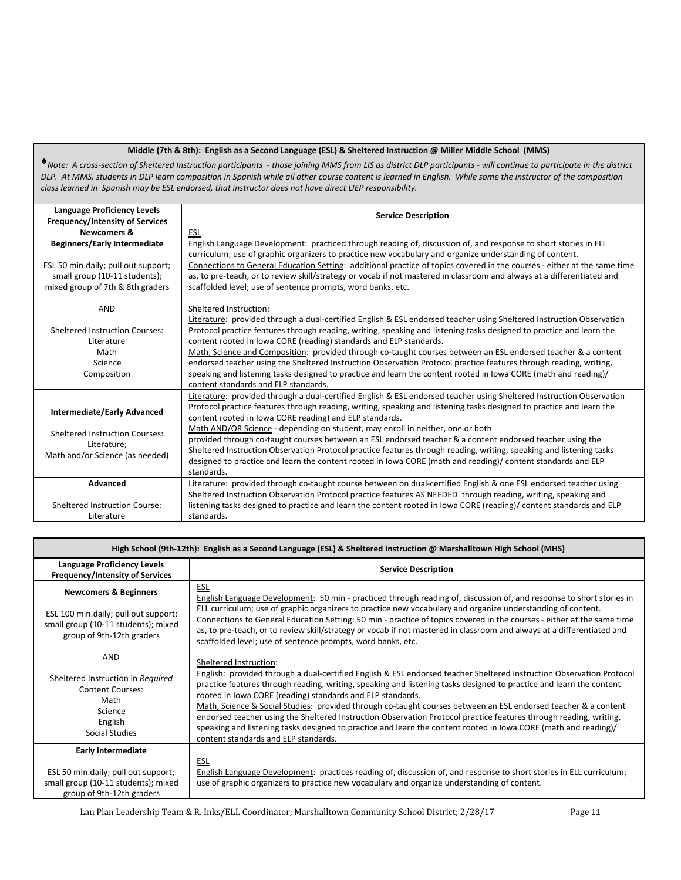| Middle (7th & 8th): English as a Second Language (ESL) & Sheltered Instruction @ Miller Middle School (MMS) | |
|---|---|
| **\****Note: A cross-section of Sheltered Instruction participants - those joining MMS from LIS as district DLP participants - will continue to participate in the district DLP. At MMS, students in DLP learn composition in Spanish while all other course content is learned in English. While some the instructor of the composition class learned in Spanish may be ESL endorsed, that instructor does not have direct LIEP responsibility.* | |
| **Language Proficiency Levels Frequency/Intensity of Services** | **Service Description** |
| **Newcomers & Beginners/Early Intermediate**<br><br>ESL 50 min.daily; pull out support; small group (10-11 students); mixed group of 7th & 8th graders<br><br>AND<br><br>Sheltered Instruction Courses:<br>Literature<br>Math<br>Science<br>Composition | <u>ESL</u><br><u>English Language Development</u>: practiced through reading of, discussion of, and response to short stories in ELL curriculum; use of graphic organizers to practice new vocabulary and organize understanding of content.<br><u>Connections to General Education Setting</u>: additional practice of topics covered in the courses - either at the same time as, to pre-teach, or to review skill/strategy or vocab if not mastered in classroom and always at a differentiated and scaffolded level; use of sentence prompts, word banks, etc.<br><br><u>Sheltered Instruction</u>:<br><u>Literature</u>: provided through a dual-certified English & ESL endorsed teacher using Sheltered Instruction Observation Protocol practice features through reading, writing, speaking and listening tasks designed to practice and learn the content rooted in Iowa CORE (reading) standards and ELP standards.<br><u>Math, Science and Composition</u>: provided through co-taught courses between an ESL endorsed teacher & a content endorsed teacher using the Sheltered Instruction Observation Protocol practice features through reading, writing, speaking and listening tasks designed to practice and learn the content rooted in Iowa CORE (math and reading)/ content standards and ELP standards. |
| **Intermediate/Early Advanced**<br><br>Sheltered Instruction Courses:<br>Literature;<br>Math and/or Science (as needed) | <u>Literature</u>: provided through a dual-certified English & ESL endorsed teacher using Sheltered Instruction Observation Protocol practice features through reading, writing, speaking and listening tasks designed to practice and learn the content rooted in Iowa CORE reading) and ELP standards.<br><u>Math AND/OR Science</u> - depending on student, may enroll in neither, one or both<br>provided through co-taught courses between an ESL endorsed teacher & a content endorsed teacher using the Sheltered Instruction Observation Protocol practice features through reading, writing, speaking and listening tasks designed to practice and learn the content rooted in Iowa CORE (math and reading)/ content standards and ELP standards. |
| **Advanced**<br><br>Sheltered Instruction Course:<br>Literature | <u>Literature</u>: provided through co-taught course between on dual-certified English & one ESL endorsed teacher using Sheltered Instruction Observation Protocol practice features AS NEEDED through reading, writing, speaking and listening tasks designed to practice and learn the content rooted in Iowa CORE (reading)/ content standards and ELP standards. |

| High School (9th-12th): English as a Second Language (ESL) & Sheltered Instruction @ Marshalltown High School (MHS) | |
|---|---|
| **Language Proficiency Levels Frequency/Intensity of Services** | **Service Description** |
| **Newcomers & Beginners**<br><br>ESL 100 min.daily; pull out support; small group (10-11 students); mixed group of 9th-12th graders<br><br>AND<br><br>Sheltered Instruction in *Required* Content Courses:<br>Math<br>Science<br>English<br>Social Studies | <u>ESL</u><br><u>English Language Development</u>: 50 min - practiced through reading of, discussion of, and response to short stories in ELL curriculum; use of graphic organizers to practice new vocabulary and organize understanding of content.<br><u>Connections to General Education Setting</u>: 50 min - practice of topics covered in the courses - either at the same time as, to pre-teach, or to review skill/strategy or vocab if not mastered in classroom and always at a differentiated and scaffolded level; use of sentence prompts, word banks, etc.<br><br><u>Sheltered Instruction</u>:<br><u>English</u>: provided through a dual-certified English & ESL endorsed teacher Sheltered Instruction Observation Protocol practice features through reading, writing, speaking and listening tasks designed to practice and learn the content rooted in Iowa CORE (reading) standards and ELP standards.<br><u>Math, Science & Social Studies</u>: provided through co-taught courses between an ESL endorsed teacher & a content endorsed teacher using the Sheltered Instruction Observation Protocol practice features through reading, writing, speaking and listening tasks designed to practice and learn the content rooted in Iowa CORE (math and reading)/ content standards and ELP standards. |
| **Early Intermediate**<br><br>ESL 50 min.daily; pull out support; small group (10-11 students); mixed group of 9th-12th graders | <u>ESL</u><br><u>English Language Development</u>: practices reading of, discussion of, and response to short stories in ELL curriculum; use of graphic organizers to practice new vocabulary and organize understanding of content. |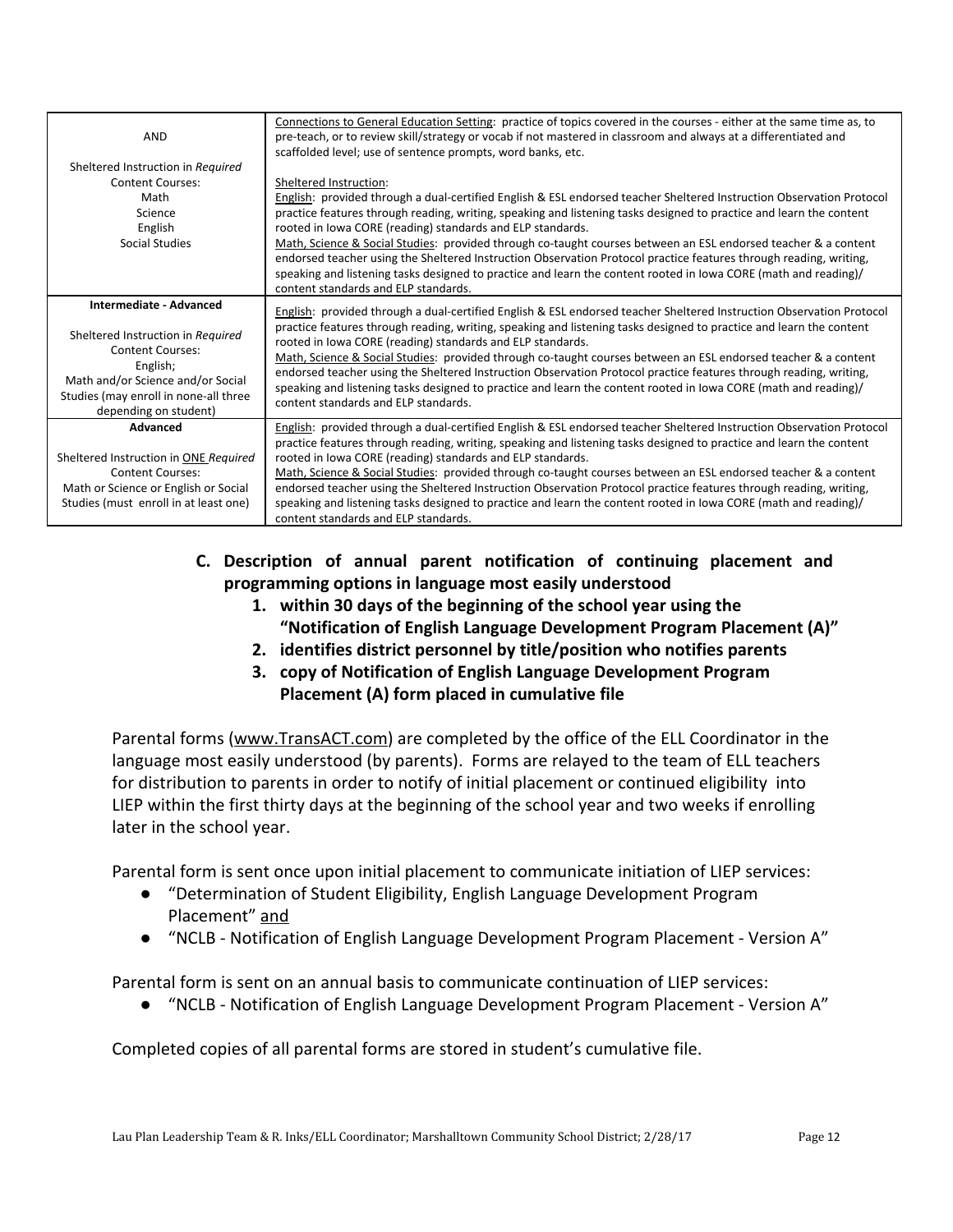| | |
|---|---|
| AND<br><br>Sheltered Instruction in *Required* Content Courses:<br>Math<br>Science<br>English<br>Social Studies | Connections to General Education Setting: practice of topics covered in the courses - either at the same time as, to pre-teach, or to review skill/strategy or vocab if not mastered in classroom and always at a differentiated and scaffolded level; use of sentence prompts, word banks, etc.<br><br>Sheltered Instruction:<br>English: provided through a dual-certified English & ESL endorsed teacher Sheltered Instruction Observation Protocol practice features through reading, writing, speaking and listening tasks designed to practice and learn the content rooted in Iowa CORE (reading) standards and ELP standards.<br>Math, Science & Social Studies: provided through co-taught courses between an ESL endorsed teacher & a content endorsed teacher using the Sheltered Instruction Observation Protocol practice features through reading, writing, speaking and listening tasks designed to practice and learn the content rooted in Iowa CORE (math and reading)/ content standards and ELP standards. |
| **Intermediate - Advanced**<br><br>Sheltered Instruction in *Required* Content Courses:<br>English;<br>Math and/or Science and/or Social Studies (may enroll in none-all three depending on student) | English: provided through a dual-certified English & ESL endorsed teacher Sheltered Instruction Observation Protocol practice features through reading, writing, speaking and listening tasks designed to practice and learn the content rooted in Iowa CORE (reading) standards and ELP standards.<br>Math, Science & Social Studies: provided through co-taught courses between an ESL endorsed teacher & a content endorsed teacher using the Sheltered Instruction Observation Protocol practice features through reading, writing, speaking and listening tasks designed to practice and learn the content rooted in Iowa CORE (math and reading)/ content standards and ELP standards. |
| **Advanced**<br><br>Sheltered Instruction in ONE *Required* Content Courses:<br>Math or Science or English or Social Studies (must enroll in at least one) | English: provided through a dual-certified English & ESL endorsed teacher Sheltered Instruction Observation Protocol practice features through reading, writing, speaking and listening tasks designed to practice and learn the content rooted in Iowa CORE (reading) standards and ELP standards.<br>Math, Science & Social Studies: provided through co-taught courses between an ESL endorsed teacher & a content endorsed teacher using the Sheltered Instruction Observation Protocol practice features through reading, writing, speaking and listening tasks designed to practice and learn the content rooted in Iowa CORE (math and reading)/ content standards and ELP standards. |

**C. Description of annual parent notification of continuing placement and programming options in language most easily understood**

1. **within 30 days of the beginning of the school year using the "Notification of English Language Development Program Placement (A)"**
2. **identifies district personnel by title/position who notifies parents**
3. **copy of Notification of English Language Development Program Placement (A) form placed in cumulative file**

Parental forms (www.TransACT.com) are completed by the office of the ELL Coordinator in the language most easily understood (by parents). Forms are relayed to the team of ELL teachers for distribution to parents in order to notify of initial placement or continued eligibility into LIEP within the first thirty days at the beginning of the school year and two weeks if enrolling later in the school year.

Parental form is sent once upon initial placement to communicate initiation of LIEP services:

- "Determination of Student Eligibility, English Language Development Program Placement" and
- "NCLB - Notification of English Language Development Program Placement - Version A"

Parental form is sent on an annual basis to communicate continuation of LIEP services:

- "NCLB - Notification of English Language Development Program Placement - Version A"

Completed copies of all parental forms are stored in student's cumulative file.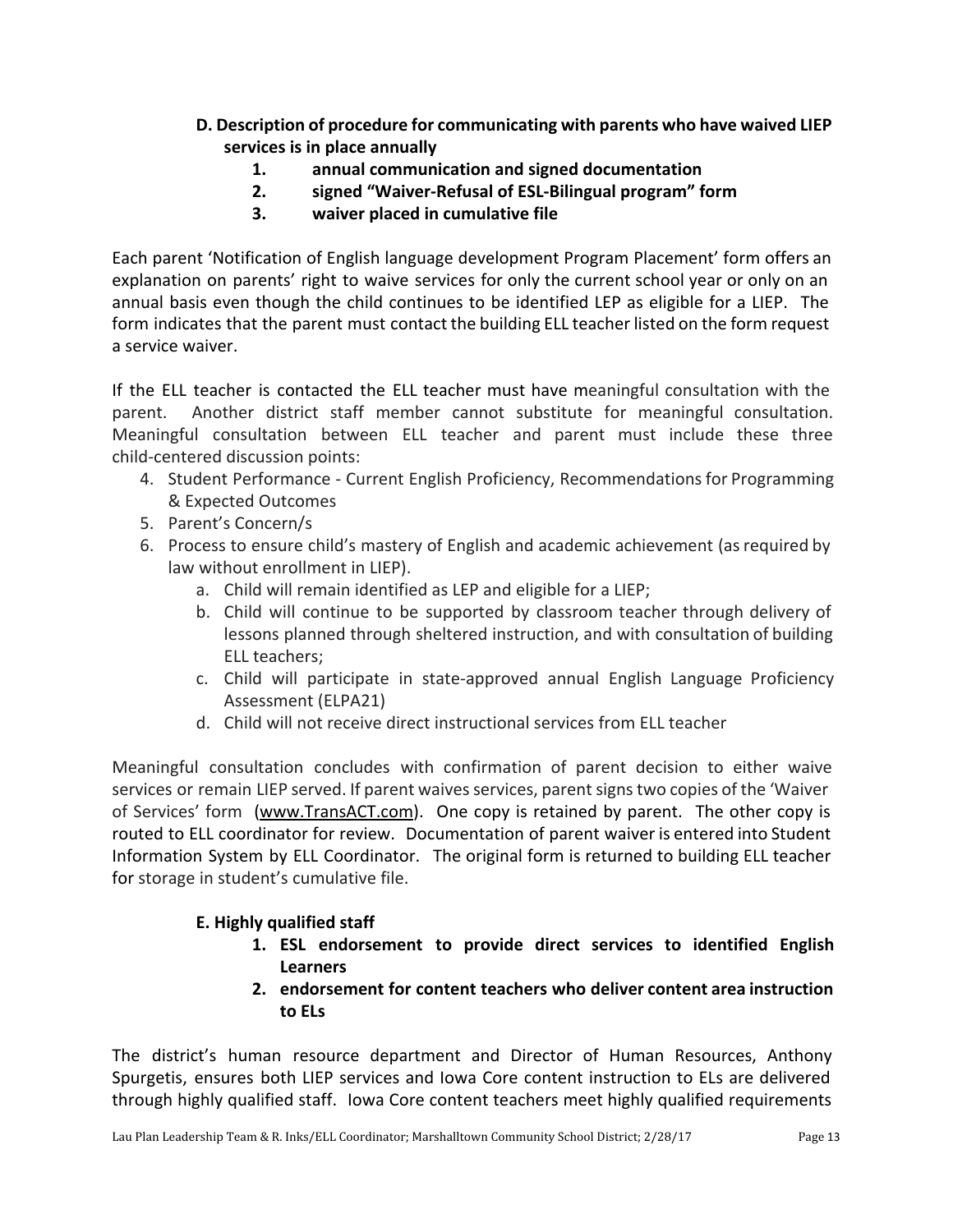**D. Description of procedure for communicating with parents who have waived LIEP services is in place annually**

1. **annual communication and signed documentation**
2. **signed "Waiver-Refusal of ESL-Bilingual program" form**
3. **waiver placed in cumulative file**

Each parent 'Notification of English language development Program Placement' form offers an explanation on parents' right to waive services for only the current school year or only on an annual basis even though the child continues to be identified LEP as eligible for a LIEP. The form indicates that the parent must contact the building ELL teacher listed on the form request a service waiver.

If the ELL teacher is contacted the ELL teacher must have meaningful consultation with the parent. Another district staff member cannot substitute for meaningful consultation. Meaningful consultation between ELL teacher and parent must include these three child-centered discussion points:

4. Student Performance - Current English Proficiency, Recommendations for Programming & Expected Outcomes
5. Parent's Concern/s
6. Process to ensure child's mastery of English and academic achievement (as required by law without enrollment in LIEP).
   a. Child will remain identified as LEP and eligible for a LIEP;
   b. Child will continue to be supported by classroom teacher through delivery of lessons planned through sheltered instruction, and with consultation of building ELL teachers;
   c. Child will participate in state-approved annual English Language Proficiency Assessment (ELPA21)
   d. Child will not receive direct instructional services from ELL teacher

Meaningful consultation concludes with confirmation of parent decision to either waive services or remain LIEP served. If parent waives services, parent signs two copies of the 'Waiver of Services' form (www.TransACT.com). One copy is retained by parent. The other copy is routed to ELL coordinator for review. Documentation of parent waiver is entered into Student Information System by ELL Coordinator. The original form is returned to building ELL teacher for storage in student's cumulative file.

**E. Highly qualified staff**

1. **ESL endorsement to provide direct services to identified English Learners**
2. **endorsement for content teachers who deliver content area instruction to ELs**

The district's human resource department and Director of Human Resources, Anthony Spurgetis, ensures both LIEP services and Iowa Core content instruction to ELs are delivered through highly qualified staff. Iowa Core content teachers meet highly qualified requirements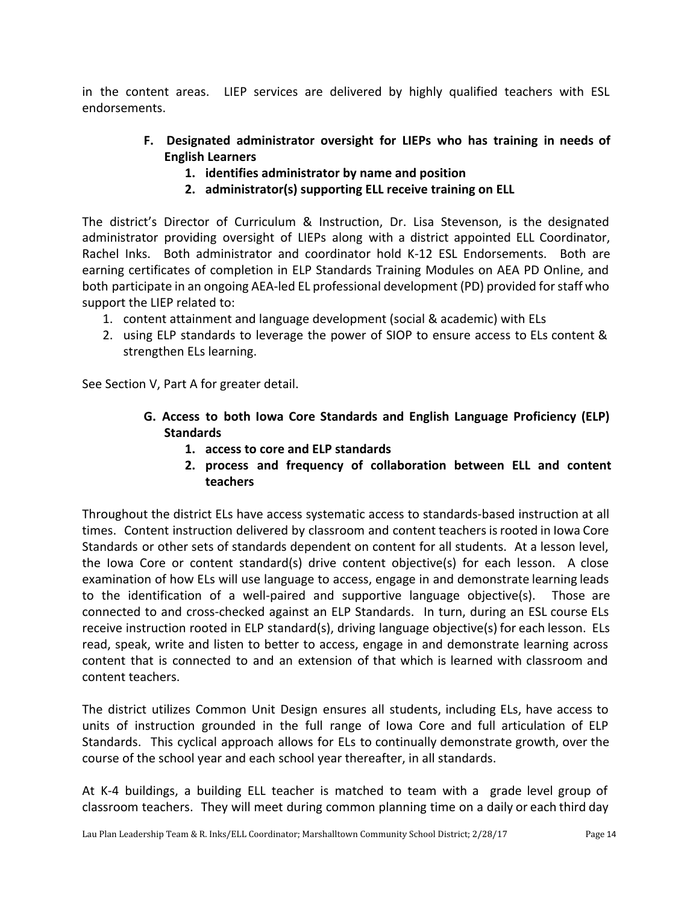in the content areas. LIEP services are delivered by highly qualified teachers with ESL endorsements.

### F. Designated administrator oversight for LIEPs who has training in needs of English Learners

1. **identifies administrator by name and position**
2. **administrator(s) supporting ELL receive training on ELL**

The district's Director of Curriculum & Instruction, Dr. Lisa Stevenson, is the designated administrator providing oversight of LIEPs along with a district appointed ELL Coordinator, Rachel Inks. Both administrator and coordinator hold K-12 ESL Endorsements. Both are earning certificates of completion in ELP Standards Training Modules on AEA PD Online, and both participate in an ongoing AEA-led EL professional development (PD) provided for staff who support the LIEP related to:

1. content attainment and language development (social & academic) with ELs
2. using ELP standards to leverage the power of SIOP to ensure access to ELs content & strengthen ELs learning.

See Section V, Part A for greater detail.

### G. Access to both Iowa Core Standards and English Language Proficiency (ELP) Standards

1. **access to core and ELP standards**
2. **process and frequency of collaboration between ELL and content teachers**

Throughout the district ELs have access systematic access to standards-based instruction at all times. Content instruction delivered by classroom and content teachers is rooted in Iowa Core Standards or other sets of standards dependent on content for all students. At a lesson level, the Iowa Core or content standard(s) drive content objective(s) for each lesson. A close examination of how ELs will use language to access, engage in and demonstrate learning leads to the identification of a well-paired and supportive language objective(s). Those are connected to and cross-checked against an ELP Standards. In turn, during an ESL course ELs receive instruction rooted in ELP standard(s), driving language objective(s) for each lesson. ELs read, speak, write and listen to better to access, engage in and demonstrate learning across content that is connected to and an extension of that which is learned with classroom and content teachers.

The district utilizes Common Unit Design ensures all students, including ELs, have access to units of instruction grounded in the full range of Iowa Core and full articulation of ELP Standards. This cyclical approach allows for ELs to continually demonstrate growth, over the course of the school year and each school year thereafter, in all standards.

At K-4 buildings, a building ELL teacher is matched to team with a grade level group of classroom teachers. They will meet during common planning time on a daily or each third day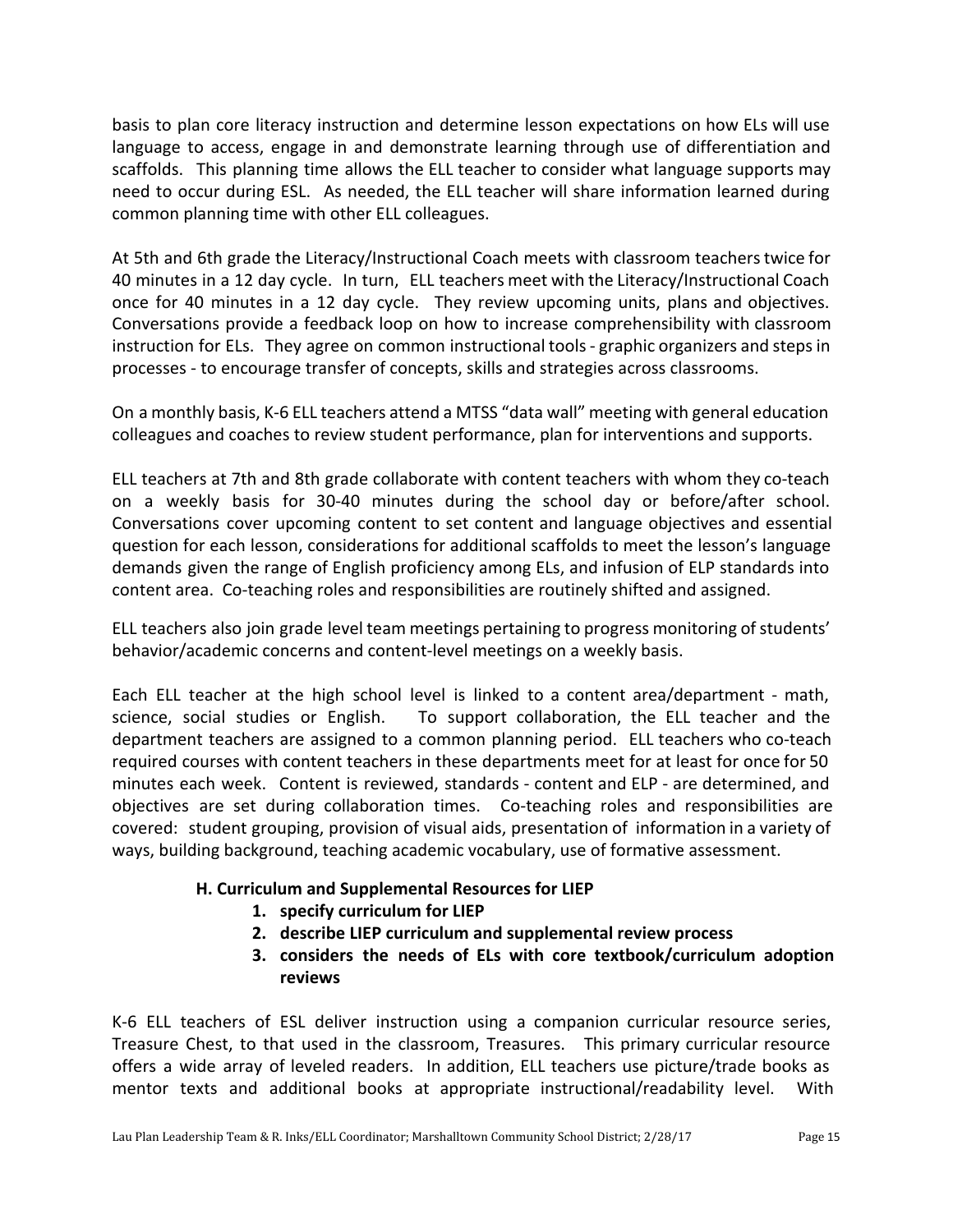basis to plan core literacy instruction and determine lesson expectations on how ELs will use language to access, engage in and demonstrate learning through use of differentiation and scaffolds. This planning time allows the ELL teacher to consider what language supports may need to occur during ESL. As needed, the ELL teacher will share information learned during common planning time with other ELL colleagues.

At 5th and 6th grade the Literacy/Instructional Coach meets with classroom teachers twice for 40 minutes in a 12 day cycle. In turn, ELL teachers meet with the Literacy/Instructional Coach once for 40 minutes in a 12 day cycle. They review upcoming units, plans and objectives. Conversations provide a feedback loop on how to increase comprehensibility with classroom instruction for ELs. They agree on common instructional tools - graphic organizers and steps in processes - to encourage transfer of concepts, skills and strategies across classrooms.

On a monthly basis, K-6 ELL teachers attend a MTSS "data wall" meeting with general education colleagues and coaches to review student performance, plan for interventions and supports.

ELL teachers at 7th and 8th grade collaborate with content teachers with whom they co-teach on a weekly basis for 30-40 minutes during the school day or before/after school. Conversations cover upcoming content to set content and language objectives and essential question for each lesson, considerations for additional scaffolds to meet the lesson's language demands given the range of English proficiency among ELs, and infusion of ELP standards into content area. Co-teaching roles and responsibilities are routinely shifted and assigned.

ELL teachers also join grade level team meetings pertaining to progress monitoring of students' behavior/academic concerns and content-level meetings on a weekly basis.

Each ELL teacher at the high school level is linked to a content area/department - math, science, social studies or English. To support collaboration, the ELL teacher and the department teachers are assigned to a common planning period. ELL teachers who co-teach required courses with content teachers in these departments meet for at least for once for 50 minutes each week. Content is reviewed, standards - content and ELP - are determined, and objectives are set during collaboration times. Co-teaching roles and responsibilities are covered: student grouping, provision of visual aids, presentation of information in a variety of ways, building background, teaching academic vocabulary, use of formative assessment.

**H. Curriculum and Supplemental Resources for LIEP**

1. **specify curriculum for LIEP**
2. **describe LIEP curriculum and supplemental review process**
3. **considers the needs of ELs with core textbook/curriculum adoption reviews**

K-6 ELL teachers of ESL deliver instruction using a companion curricular resource series, Treasure Chest, to that used in the classroom, Treasures. This primary curricular resource offers a wide array of leveled readers. In addition, ELL teachers use picture/trade books as mentor texts and additional books at appropriate instructional/readability level. With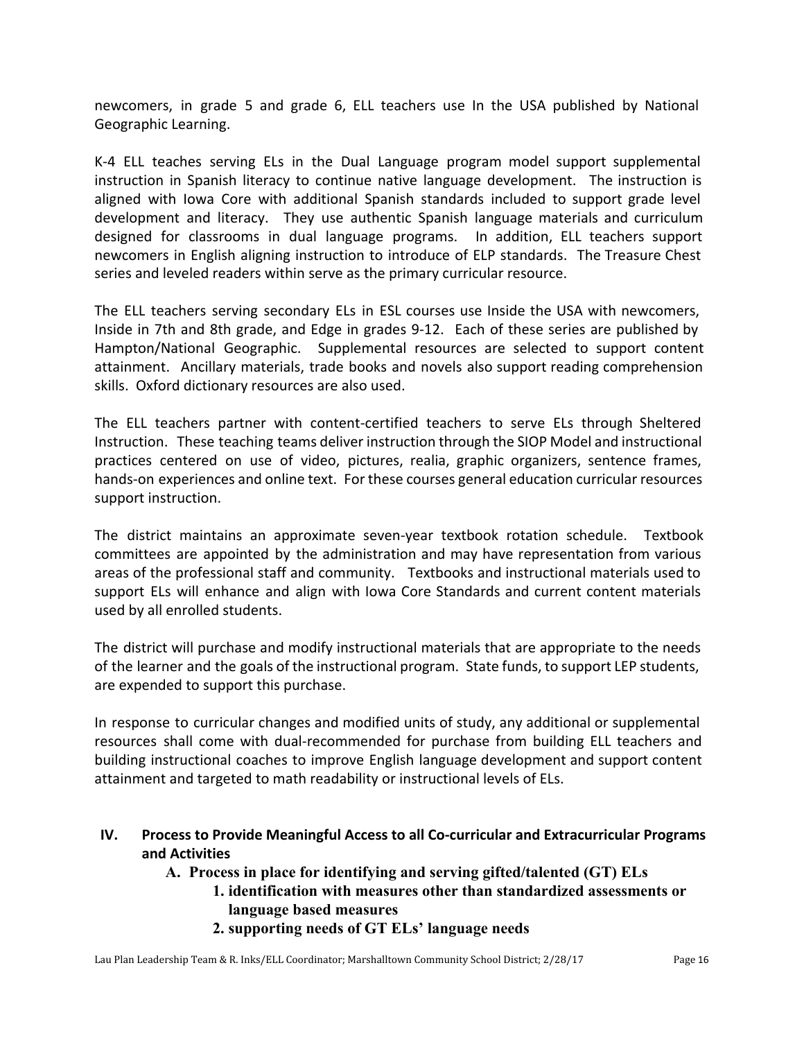newcomers, in grade 5 and grade 6, ELL teachers use In the USA published by National Geographic Learning.

K-4 ELL teaches serving ELs in the Dual Language program model support supplemental instruction in Spanish literacy to continue native language development. The instruction is aligned with Iowa Core with additional Spanish standards included to support grade level development and literacy. They use authentic Spanish language materials and curriculum designed for classrooms in dual language programs. In addition, ELL teachers support newcomers in English aligning instruction to introduce of ELP standards. The Treasure Chest series and leveled readers within serve as the primary curricular resource.

The ELL teachers serving secondary ELs in ESL courses use Inside the USA with newcomers, Inside in 7th and 8th grade, and Edge in grades 9-12. Each of these series are published by Hampton/National Geographic. Supplemental resources are selected to support content attainment. Ancillary materials, trade books and novels also support reading comprehension skills. Oxford dictionary resources are also used.

The ELL teachers partner with content-certified teachers to serve ELs through Sheltered Instruction. These teaching teams deliver instruction through the SIOP Model and instructional practices centered on use of video, pictures, realia, graphic organizers, sentence frames, hands-on experiences and online text. For these courses general education curricular resources support instruction.

The district maintains an approximate seven-year textbook rotation schedule. Textbook committees are appointed by the administration and may have representation from various areas of the professional staff and community. Textbooks and instructional materials used to support ELs will enhance and align with Iowa Core Standards and current content materials used by all enrolled students.

The district will purchase and modify instructional materials that are appropriate to the needs of the learner and the goals of the instructional program. State funds, to support LEP students, are expended to support this purchase.

In response to curricular changes and modified units of study, any additional or supplemental resources shall come with dual-recommended for purchase from building ELL teachers and building instructional coaches to improve English language development and support content attainment and targeted to math readability or instructional levels of ELs.

## IV. Process to Provide Meaningful Access to all Co-curricular and Extracurricular Programs and Activities

### A. Process in place for identifying and serving gifted/talented (GT) ELs

1. **identification with measures other than standardized assessments or language based measures**
2. **supporting needs of GT ELs' language needs**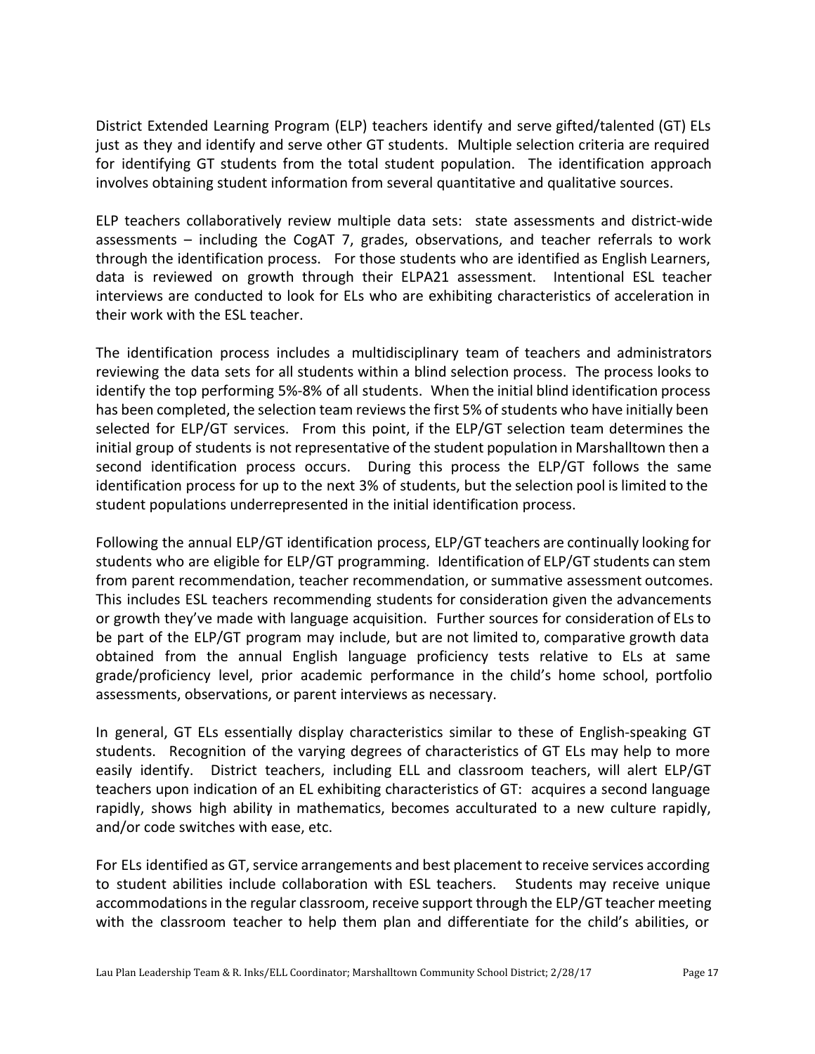District Extended Learning Program (ELP) teachers identify and serve gifted/talented (GT) ELs just as they and identify and serve other GT students. Multiple selection criteria are required for identifying GT students from the total student population. The identification approach involves obtaining student information from several quantitative and qualitative sources.

ELP teachers collaboratively review multiple data sets: state assessments and district-wide assessments – including the CogAT 7, grades, observations, and teacher referrals to work through the identification process. For those students who are identified as English Learners, data is reviewed on growth through their ELPA21 assessment. Intentional ESL teacher interviews are conducted to look for ELs who are exhibiting characteristics of acceleration in their work with the ESL teacher.

The identification process includes a multidisciplinary team of teachers and administrators reviewing the data sets for all students within a blind selection process. The process looks to identify the top performing 5%-8% of all students. When the initial blind identification process has been completed, the selection team reviews the first 5% of students who have initially been selected for ELP/GT services. From this point, if the ELP/GT selection team determines the initial group of students is not representative of the student population in Marshalltown then a second identification process occurs. During this process the ELP/GT follows the same identification process for up to the next 3% of students, but the selection pool is limited to the student populations underrepresented in the initial identification process.

Following the annual ELP/GT identification process, ELP/GT teachers are continually looking for students who are eligible for ELP/GT programming. Identification of ELP/GT students can stem from parent recommendation, teacher recommendation, or summative assessment outcomes. This includes ESL teachers recommending students for consideration given the advancements or growth they've made with language acquisition. Further sources for consideration of ELs to be part of the ELP/GT program may include, but are not limited to, comparative growth data obtained from the annual English language proficiency tests relative to ELs at same grade/proficiency level, prior academic performance in the child's home school, portfolio assessments, observations, or parent interviews as necessary.

In general, GT ELs essentially display characteristics similar to these of English-speaking GT students. Recognition of the varying degrees of characteristics of GT ELs may help to more easily identify. District teachers, including ELL and classroom teachers, will alert ELP/GT teachers upon indication of an EL exhibiting characteristics of GT: acquires a second language rapidly, shows high ability in mathematics, becomes acculturated to a new culture rapidly, and/or code switches with ease, etc.

For ELs identified as GT, service arrangements and best placement to receive services according to student abilities include collaboration with ESL teachers. Students may receive unique accommodations in the regular classroom, receive support through the ELP/GT teacher meeting with the classroom teacher to help them plan and differentiate for the child's abilities, or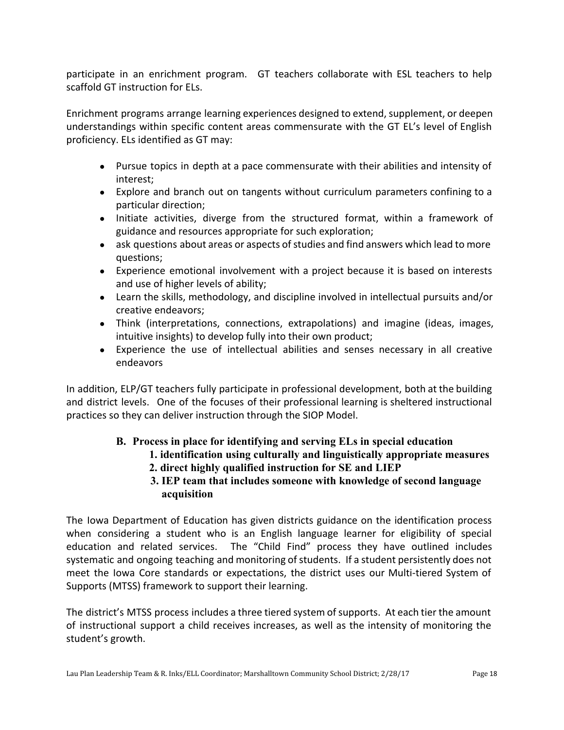participate in an enrichment program. GT teachers collaborate with ESL teachers to help scaffold GT instruction for ELs.

Enrichment programs arrange learning experiences designed to extend, supplement, or deepen understandings within specific content areas commensurate with the GT EL's level of English proficiency. ELs identified as GT may:

- Pursue topics in depth at a pace commensurate with their abilities and intensity of interest;
- Explore and branch out on tangents without curriculum parameters confining to a particular direction;
- Initiate activities, diverge from the structured format, within a framework of guidance and resources appropriate for such exploration;
- ask questions about areas or aspects of studies and find answers which lead to more questions;
- Experience emotional involvement with a project because it is based on interests and use of higher levels of ability;
- Learn the skills, methodology, and discipline involved in intellectual pursuits and/or creative endeavors;
- Think (interpretations, connections, extrapolations) and imagine (ideas, images, intuitive insights) to develop fully into their own product;
- Experience the use of intellectual abilities and senses necessary in all creative endeavors

In addition, ELP/GT teachers fully participate in professional development, both at the building and district levels. One of the focuses of their professional learning is sheltered instructional practices so they can deliver instruction through the SIOP Model.

### B. Process in place for identifying and serving ELs in special education

1. **identification using culturally and linguistically appropriate measures**
2. **direct highly qualified instruction for SE and LIEP**
3. **IEP team that includes someone with knowledge of second language acquisition**

The Iowa Department of Education has given districts guidance on the identification process when considering a student who is an English language learner for eligibility of special education and related services. The "Child Find" process they have outlined includes systematic and ongoing teaching and monitoring of students. If a student persistently does not meet the Iowa Core standards or expectations, the district uses our Multi-tiered System of Supports (MTSS) framework to support their learning.

The district's MTSS process includes a three tiered system of supports. At each tier the amount of instructional support a child receives increases, as well as the intensity of monitoring the student's growth.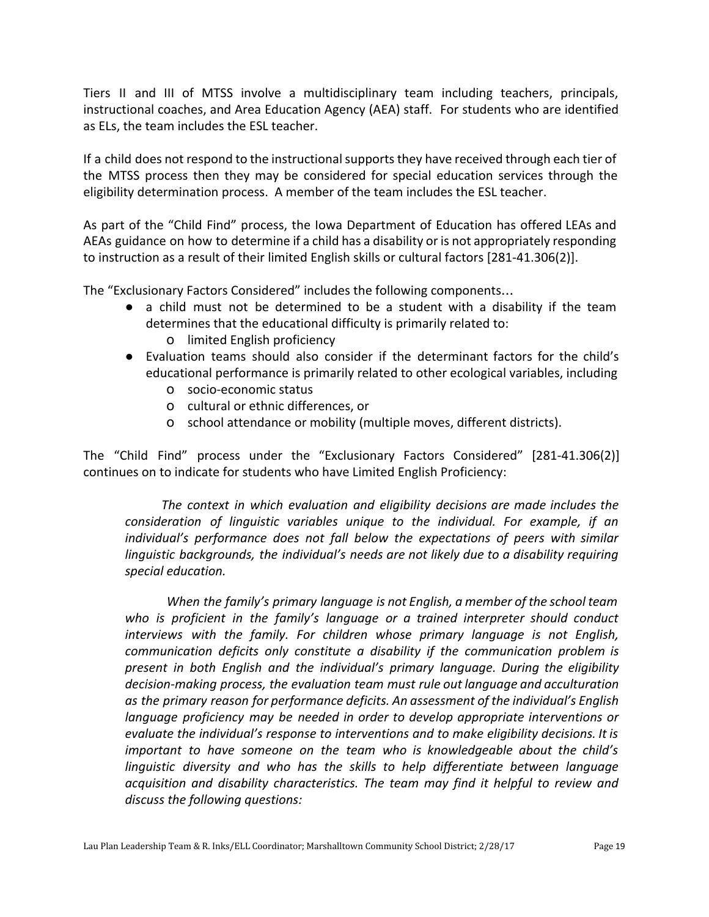Tiers II and III of MTSS involve a multidisciplinary team including teachers, principals, instructional coaches, and Area Education Agency (AEA) staff. For students who are identified as ELs, the team includes the ESL teacher.

If a child does not respond to the instructional supports they have received through each tier of the MTSS process then they may be considered for special education services through the eligibility determination process. A member of the team includes the ESL teacher.

As part of the "Child Find" process, the Iowa Department of Education has offered LEAs and AEAs guidance on how to determine if a child has a disability or is not appropriately responding to instruction as a result of their limited English skills or cultural factors [281-41.306(2)].

The "Exclusionary Factors Considered" includes the following components…

- a child must not be determined to be a student with a disability if the team determines that the educational difficulty is primarily related to:
  - limited English proficiency
- Evaluation teams should also consider if the determinant factors for the child's educational performance is primarily related to other ecological variables, including
  - socio-economic status
  - cultural or ethnic differences, or
  - school attendance or mobility (multiple moves, different districts).

The "Child Find" process under the "Exclusionary Factors Considered" [281-41.306(2)] continues on to indicate for students who have Limited English Proficiency:

> *The context in which evaluation and eligibility decisions are made includes the consideration of linguistic variables unique to the individual. For example, if an individual's performance does not fall below the expectations of peers with similar linguistic backgrounds, the individual's needs are not likely due to a disability requiring special education.*
>
> *When the family's primary language is not English, a member of the school team who is proficient in the family's language or a trained interpreter should conduct interviews with the family. For children whose primary language is not English, communication deficits only constitute a disability if the communication problem is present in both English and the individual's primary language. During the eligibility decision-making process, the evaluation team must rule out language and acculturation as the primary reason for performance deficits. An assessment of the individual's English language proficiency may be needed in order to develop appropriate interventions or evaluate the individual's response to interventions and to make eligibility decisions. It is important to have someone on the team who is knowledgeable about the child's linguistic diversity and who has the skills to help differentiate between language acquisition and disability characteristics. The team may find it helpful to review and discuss the following questions:*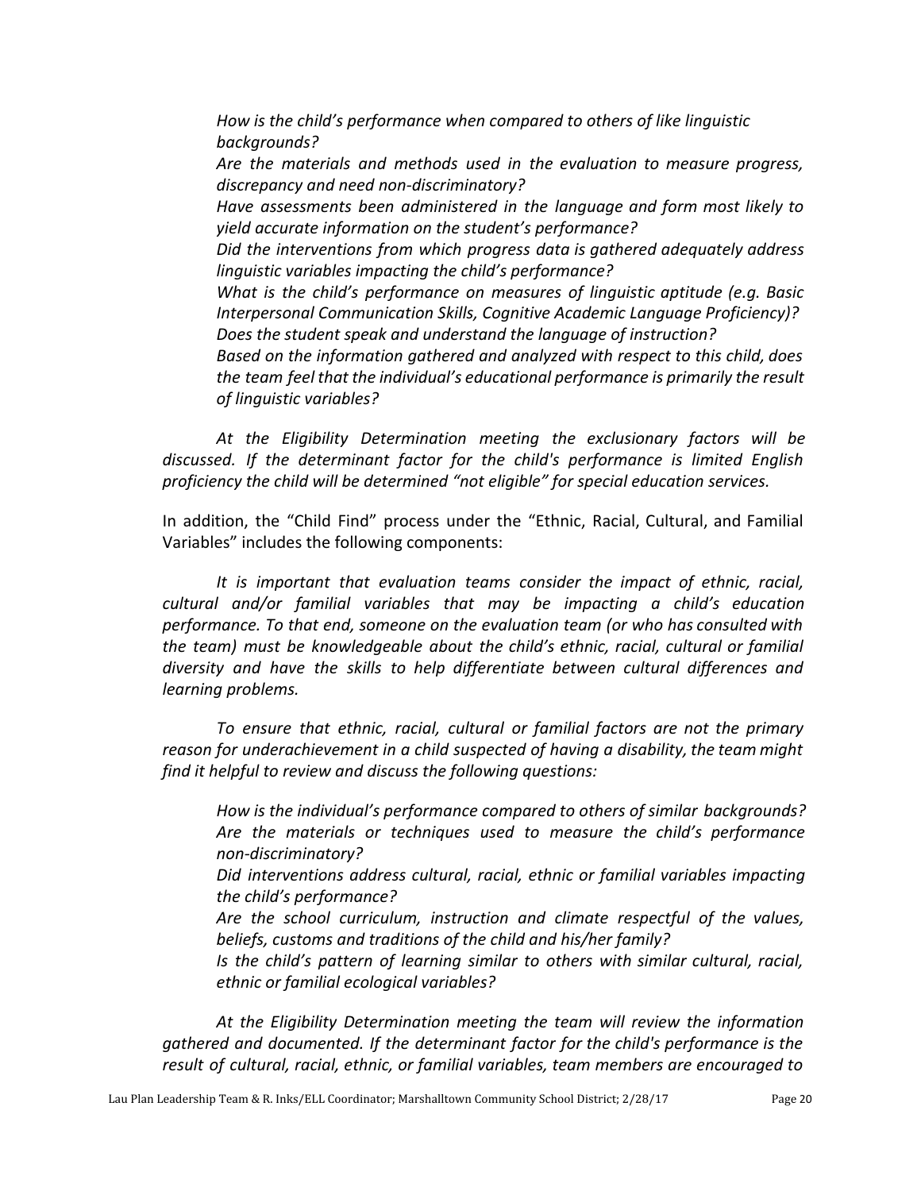*How is the child's performance when compared to others of like linguistic backgrounds?*

*Are the materials and methods used in the evaluation to measure progress, discrepancy and need non-discriminatory?*

*Have assessments been administered in the language and form most likely to yield accurate information on the student's performance?*

*Did the interventions from which progress data is gathered adequately address linguistic variables impacting the child's performance?*

*What is the child's performance on measures of linguistic aptitude (e.g. Basic Interpersonal Communication Skills, Cognitive Academic Language Proficiency)?*

*Does the student speak and understand the language of instruction?*

*Based on the information gathered and analyzed with respect to this child, does the team feel that the individual's educational performance is primarily the result of linguistic variables?*

*At the Eligibility Determination meeting the exclusionary factors will be discussed. If the determinant factor for the child's performance is limited English proficiency the child will be determined "not eligible" for special education services.*

In addition, the "Child Find" process under the "Ethnic, Racial, Cultural, and Familial Variables" includes the following components:

*It is important that evaluation teams consider the impact of ethnic, racial, cultural and/or familial variables that may be impacting a child's education performance. To that end, someone on the evaluation team (or who has consulted with the team) must be knowledgeable about the child's ethnic, racial, cultural or familial diversity and have the skills to help differentiate between cultural differences and learning problems.*

*To ensure that ethnic, racial, cultural or familial factors are not the primary reason for underachievement in a child suspected of having a disability, the team might find it helpful to review and discuss the following questions:*

*How is the individual's performance compared to others of similar backgrounds?*

*Are the materials or techniques used to measure the child's performance non-discriminatory?*

*Did interventions address cultural, racial, ethnic or familial variables impacting the child's performance?*

*Are the school curriculum, instruction and climate respectful of the values, beliefs, customs and traditions of the child and his/her family?*

*Is the child's pattern of learning similar to others with similar cultural, racial, ethnic or familial ecological variables?*

*At the Eligibility Determination meeting the team will review the information gathered and documented. If the determinant factor for the child's performance is the result of cultural, racial, ethnic, or familial variables, team members are encouraged to*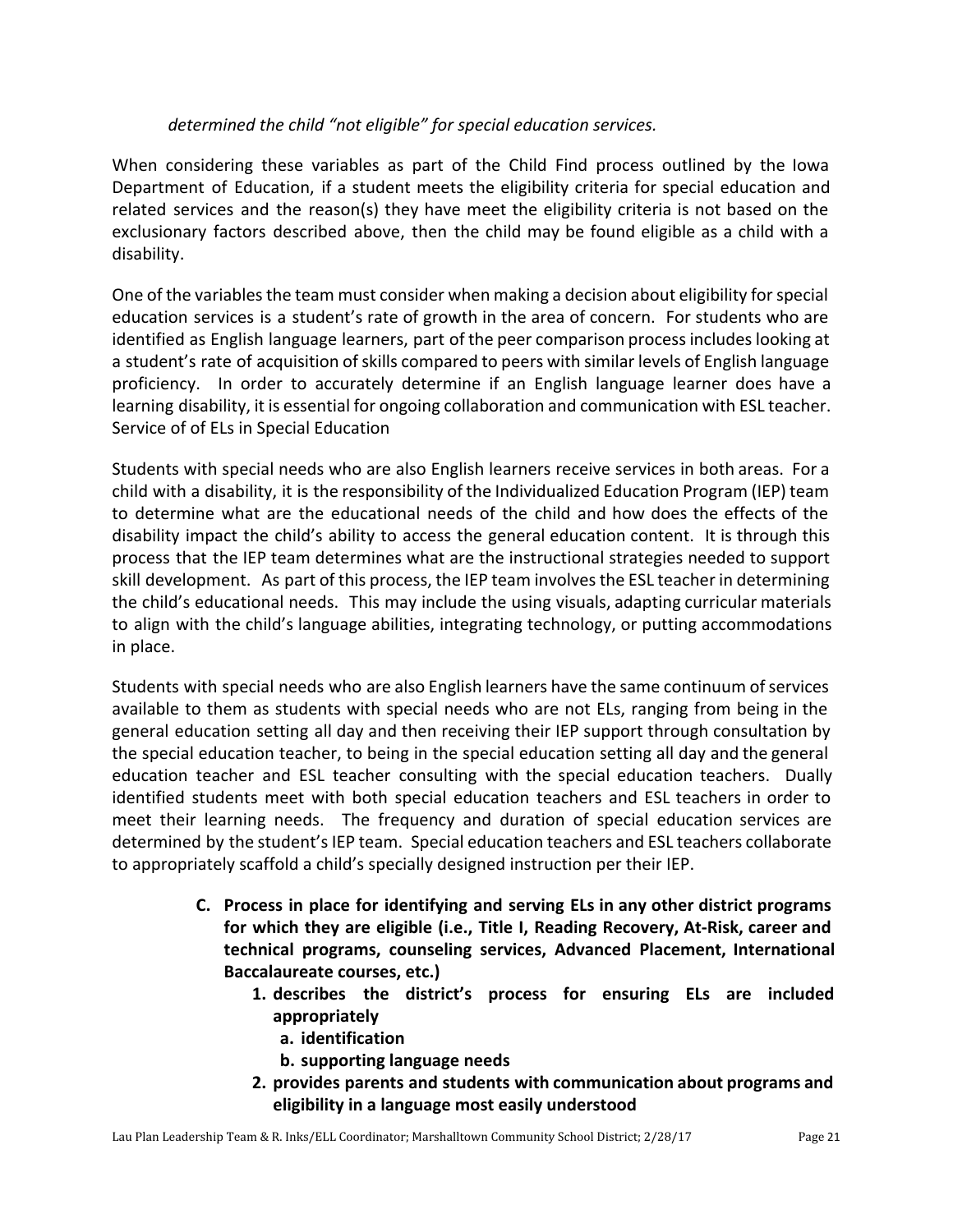*determined the child "not eligible" for special education services.*

When considering these variables as part of the Child Find process outlined by the Iowa Department of Education, if a student meets the eligibility criteria for special education and related services and the reason(s) they have meet the eligibility criteria is not based on the exclusionary factors described above, then the child may be found eligible as a child with a disability.

One of the variables the team must consider when making a decision about eligibility for special education services is a student's rate of growth in the area of concern. For students who are identified as English language learners, part of the peer comparison process includes looking at a student's rate of acquisition of skills compared to peers with similar levels of English language proficiency. In order to accurately determine if an English language learner does have a learning disability, it is essential for ongoing collaboration and communication with ESL teacher. Service of of ELs in Special Education

Students with special needs who are also English learners receive services in both areas. For a child with a disability, it is the responsibility of the Individualized Education Program (IEP) team to determine what are the educational needs of the child and how does the effects of the disability impact the child's ability to access the general education content. It is through this process that the IEP team determines what are the instructional strategies needed to support skill development. As part of this process, the IEP team involves the ESL teacher in determining the child's educational needs. This may include the using visuals, adapting curricular materials to align with the child's language abilities, integrating technology, or putting accommodations in place.

Students with special needs who are also English learners have the same continuum of services available to them as students with special needs who are not ELs, ranging from being in the general education setting all day and then receiving their IEP support through consultation by the special education teacher, to being in the special education setting all day and the general education teacher and ESL teacher consulting with the special education teachers. Dually identified students meet with both special education teachers and ESL teachers in order to meet their learning needs. The frequency and duration of special education services are determined by the student's IEP team. Special education teachers and ESL teachers collaborate to appropriately scaffold a child's specially designed instruction per their IEP.

**C. Process in place for identifying and serving ELs in any other district programs for which they are eligible (i.e., Title I, Reading Recovery, At-Risk, career and technical programs, counseling services, Advanced Placement, International Baccalaureate courses, etc.)**

1. **describes the district's process for ensuring ELs are included appropriately**
   a. **identification**
   b. **supporting language needs**
2. **provides parents and students with communication about programs and eligibility in a language most easily understood**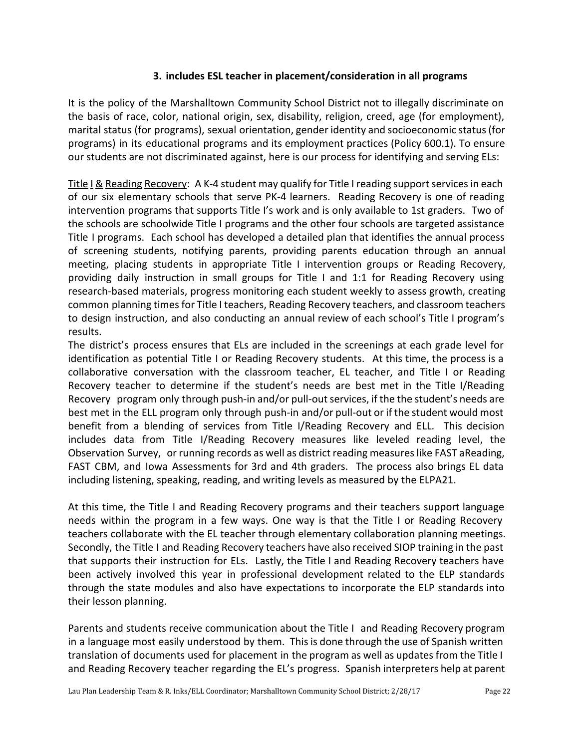### 3. includes ESL teacher in placement/consideration in all programs

It is the policy of the Marshalltown Community School District not to illegally discriminate on the basis of race, color, national origin, sex, disability, religion, creed, age (for employment), marital status (for programs), sexual orientation, gender identity and socioeconomic status (for programs) in its educational programs and its employment practices (Policy 600.1). To ensure our students are not discriminated against, here is our process for identifying and serving ELs:

Title I & Reading Recovery: A K-4 student may qualify for Title I reading support services in each of our six elementary schools that serve PK-4 learners. Reading Recovery is one of reading intervention programs that supports Title I's work and is only available to 1st graders. Two of the schools are schoolwide Title I programs and the other four schools are targeted assistance Title I programs. Each school has developed a detailed plan that identifies the annual process of screening students, notifying parents, providing parents education through an annual meeting, placing students in appropriate Title I intervention groups or Reading Recovery, providing daily instruction in small groups for Title I and 1:1 for Reading Recovery using research-based materials, progress monitoring each student weekly to assess growth, creating common planning times for Title I teachers, Reading Recovery teachers, and classroom teachers to design instruction, and also conducting an annual review of each school's Title I program's results.

The district's process ensures that ELs are included in the screenings at each grade level for identification as potential Title I or Reading Recovery students. At this time, the process is a collaborative conversation with the classroom teacher, EL teacher, and Title I or Reading Recovery teacher to determine if the student's needs are best met in the Title I/Reading Recovery program only through push-in and/or pull-out services, if the the student's needs are best met in the ELL program only through push-in and/or pull-out or if the student would most benefit from a blending of services from Title I/Reading Recovery and ELL. This decision includes data from Title I/Reading Recovery measures like leveled reading level, the Observation Survey, or running records as well as district reading measures like FAST aReading, FAST CBM, and Iowa Assessments for 3rd and 4th graders. The process also brings EL data including listening, speaking, reading, and writing levels as measured by the ELPA21.

At this time, the Title I and Reading Recovery programs and their teachers support language needs within the program in a few ways. One way is that the Title I or Reading Recovery teachers collaborate with the EL teacher through elementary collaboration planning meetings. Secondly, the Title I and Reading Recovery teachers have also received SIOP training in the past that supports their instruction for ELs. Lastly, the Title I and Reading Recovery teachers have been actively involved this year in professional development related to the ELP standards through the state modules and also have expectations to incorporate the ELP standards into their lesson planning.

Parents and students receive communication about the Title I and Reading Recovery program in a language most easily understood by them. This is done through the use of Spanish written translation of documents used for placement in the program as well as updates from the Title I and Reading Recovery teacher regarding the EL's progress. Spanish interpreters help at parent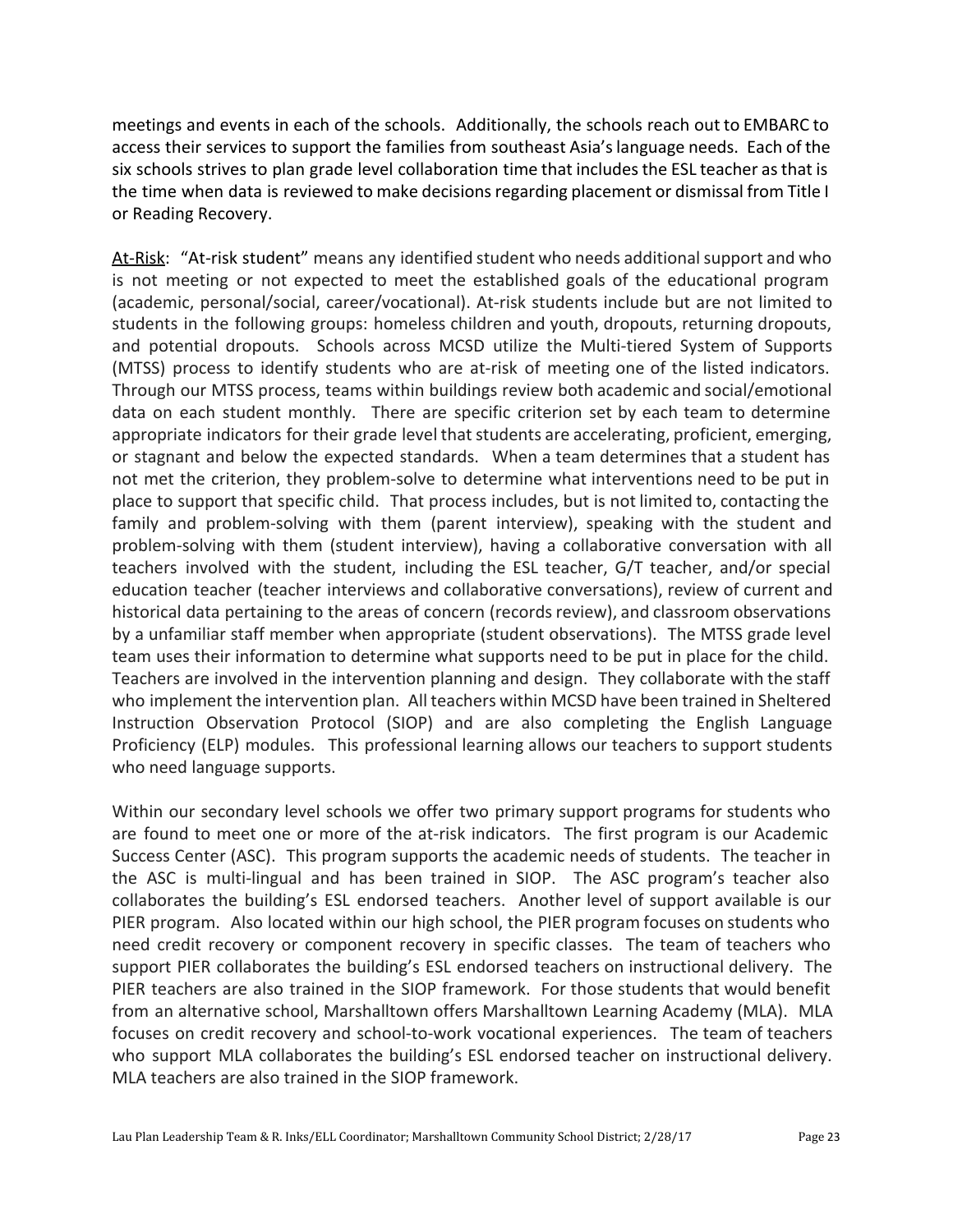meetings and events in each of the schools. Additionally, the schools reach out to EMBARC to access their services to support the families from southeast Asia's language needs. Each of the six schools strives to plan grade level collaboration time that includes the ESL teacher as that is the time when data is reviewed to make decisions regarding placement or dismissal from Title I or Reading Recovery.

At-Risk: "At-risk student" means any identified student who needs additional support and who is not meeting or not expected to meet the established goals of the educational program (academic, personal/social, career/vocational). At-risk students include but are not limited to students in the following groups: homeless children and youth, dropouts, returning dropouts, and potential dropouts. Schools across MCSD utilize the Multi-tiered System of Supports (MTSS) process to identify students who are at-risk of meeting one of the listed indicators. Through our MTSS process, teams within buildings review both academic and social/emotional data on each student monthly. There are specific criterion set by each team to determine appropriate indicators for their grade level that students are accelerating, proficient, emerging, or stagnant and below the expected standards. When a team determines that a student has not met the criterion, they problem-solve to determine what interventions need to be put in place to support that specific child. That process includes, but is not limited to, contacting the family and problem-solving with them (parent interview), speaking with the student and problem-solving with them (student interview), having a collaborative conversation with all teachers involved with the student, including the ESL teacher, G/T teacher, and/or special education teacher (teacher interviews and collaborative conversations), review of current and historical data pertaining to the areas of concern (records review), and classroom observations by a unfamiliar staff member when appropriate (student observations). The MTSS grade level team uses their information to determine what supports need to be put in place for the child. Teachers are involved in the intervention planning and design. They collaborate with the staff who implement the intervention plan. All teachers within MCSD have been trained in Sheltered Instruction Observation Protocol (SIOP) and are also completing the English Language Proficiency (ELP) modules. This professional learning allows our teachers to support students who need language supports.

Within our secondary level schools we offer two primary support programs for students who are found to meet one or more of the at-risk indicators. The first program is our Academic Success Center (ASC). This program supports the academic needs of students. The teacher in the ASC is multi-lingual and has been trained in SIOP. The ASC program's teacher also collaborates the building's ESL endorsed teachers. Another level of support available is our PIER program. Also located within our high school, the PIER program focuses on students who need credit recovery or component recovery in specific classes. The team of teachers who support PIER collaborates the building's ESL endorsed teachers on instructional delivery. The PIER teachers are also trained in the SIOP framework. For those students that would benefit from an alternative school, Marshalltown offers Marshalltown Learning Academy (MLA). MLA focuses on credit recovery and school-to-work vocational experiences. The team of teachers who support MLA collaborates the building's ESL endorsed teacher on instructional delivery. MLA teachers are also trained in the SIOP framework.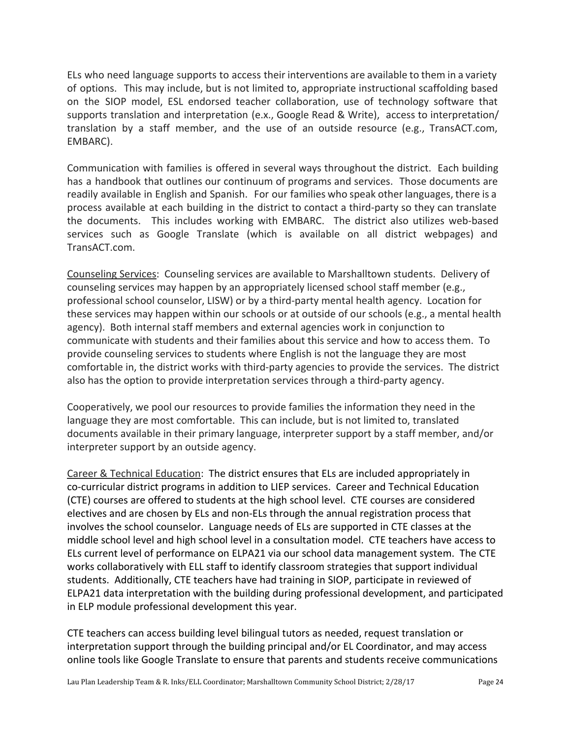ELs who need language supports to access their interventions are available to them in a variety of options. This may include, but is not limited to, appropriate instructional scaffolding based on the SIOP model, ESL endorsed teacher collaboration, use of technology software that supports translation and interpretation (e.x., Google Read & Write), access to interpretation/ translation by a staff member, and the use of an outside resource (e.g., TransACT.com, EMBARC).

Communication with families is offered in several ways throughout the district. Each building has a handbook that outlines our continuum of programs and services. Those documents are readily available in English and Spanish. For our families who speak other languages, there is a process available at each building in the district to contact a third-party so they can translate the documents. This includes working with EMBARC. The district also utilizes web-based services such as Google Translate (which is available on all district webpages) and TransACT.com.

Counseling Services: Counseling services are available to Marshalltown students. Delivery of counseling services may happen by an appropriately licensed school staff member (e.g., professional school counselor, LISW) or by a third-party mental health agency. Location for these services may happen within our schools or at outside of our schools (e.g., a mental health agency). Both internal staff members and external agencies work in conjunction to communicate with students and their families about this service and how to access them. To provide counseling services to students where English is not the language they are most comfortable in, the district works with third-party agencies to provide the services. The district also has the option to provide interpretation services through a third-party agency.

Cooperatively, we pool our resources to provide families the information they need in the language they are most comfortable. This can include, but is not limited to, translated documents available in their primary language, interpreter support by a staff member, and/or interpreter support by an outside agency.

Career & Technical Education: The district ensures that ELs are included appropriately in co-curricular district programs in addition to LIEP services. Career and Technical Education (CTE) courses are offered to students at the high school level. CTE courses are considered electives and are chosen by ELs and non-ELs through the annual registration process that involves the school counselor. Language needs of ELs are supported in CTE classes at the middle school level and high school level in a consultation model. CTE teachers have access to ELs current level of performance on ELPA21 via our school data management system. The CTE works collaboratively with ELL staff to identify classroom strategies that support individual students. Additionally, CTE teachers have had training in SIOP, participate in reviewed of ELPA21 data interpretation with the building during professional development, and participated in ELP module professional development this year.

CTE teachers can access building level bilingual tutors as needed, request translation or interpretation support through the building principal and/or EL Coordinator, and may access online tools like Google Translate to ensure that parents and students receive communications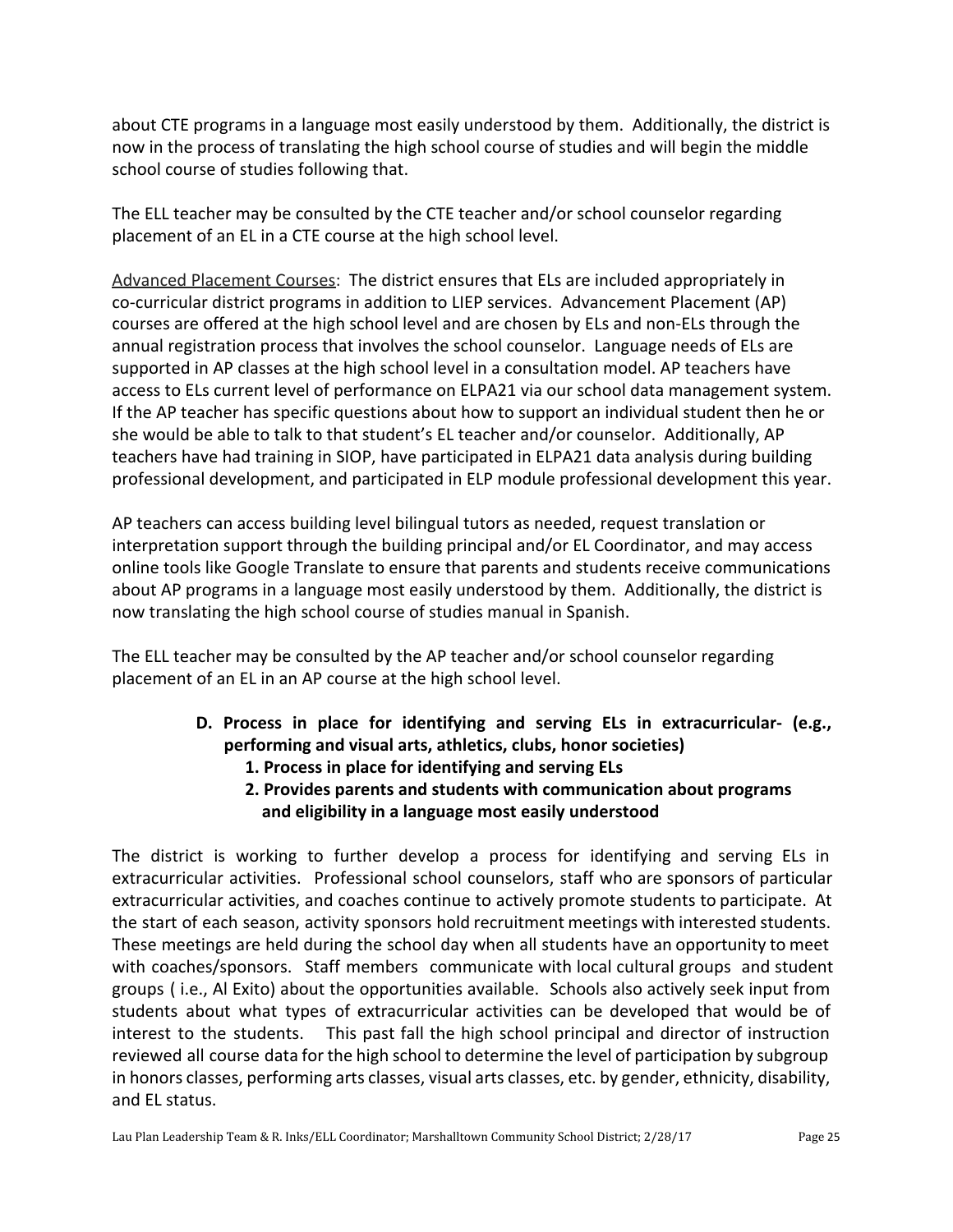about CTE programs in a language most easily understood by them. Additionally, the district is now in the process of translating the high school course of studies and will begin the middle school course of studies following that.

The ELL teacher may be consulted by the CTE teacher and/or school counselor regarding placement of an EL in a CTE course at the high school level.

Advanced Placement Courses: The district ensures that ELs are included appropriately in co-curricular district programs in addition to LIEP services. Advancement Placement (AP) courses are offered at the high school level and are chosen by ELs and non-ELs through the annual registration process that involves the school counselor. Language needs of ELs are supported in AP classes at the high school level in a consultation model. AP teachers have access to ELs current level of performance on ELPA21 via our school data management system. If the AP teacher has specific questions about how to support an individual student then he or she would be able to talk to that student's EL teacher and/or counselor. Additionally, AP teachers have had training in SIOP, have participated in ELPA21 data analysis during building professional development, and participated in ELP module professional development this year.

AP teachers can access building level bilingual tutors as needed, request translation or interpretation support through the building principal and/or EL Coordinator, and may access online tools like Google Translate to ensure that parents and students receive communications about AP programs in a language most easily understood by them. Additionally, the district is now translating the high school course of studies manual in Spanish.

The ELL teacher may be consulted by the AP teacher and/or school counselor regarding placement of an EL in an AP course at the high school level.

**D. Process in place for identifying and serving ELs in extracurricular- (e.g., performing and visual arts, athletics, clubs, honor societies)**

**1. Process in place for identifying and serving ELs**

**2. Provides parents and students with communication about programs and eligibility in a language most easily understood**

The district is working to further develop a process for identifying and serving ELs in extracurricular activities. Professional school counselors, staff who are sponsors of particular extracurricular activities, and coaches continue to actively promote students to participate. At the start of each season, activity sponsors hold recruitment meetings with interested students. These meetings are held during the school day when all students have an opportunity to meet with coaches/sponsors. Staff members communicate with local cultural groups and student groups ( i.e., Al Exito) about the opportunities available. Schools also actively seek input from students about what types of extracurricular activities can be developed that would be of interest to the students. This past fall the high school principal and director of instruction reviewed all course data for the high school to determine the level of participation by subgroup in honors classes, performing arts classes, visual arts classes, etc. by gender, ethnicity, disability, and EL status.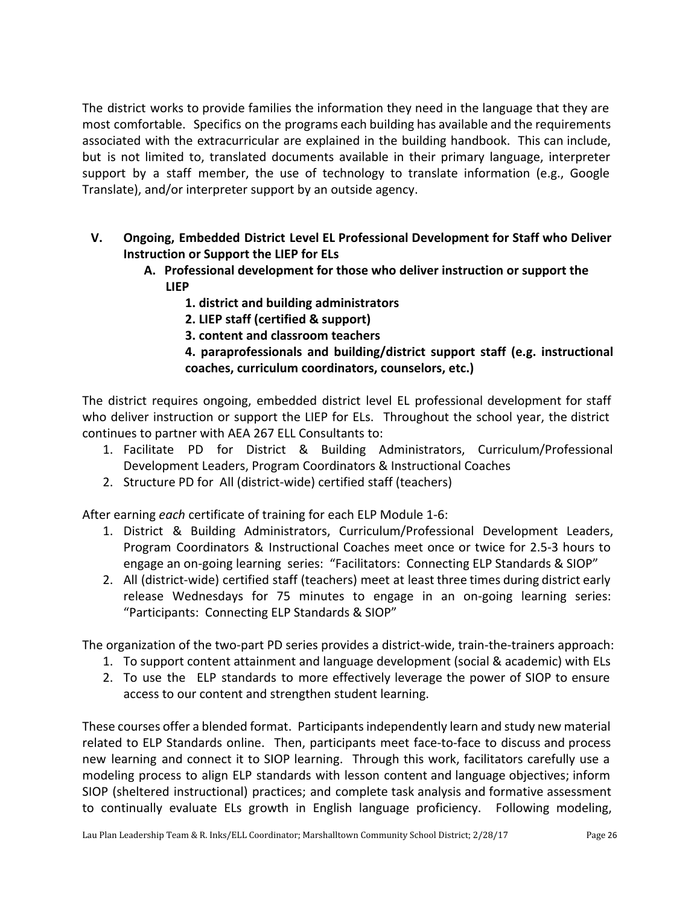The district works to provide families the information they need in the language that they are most comfortable. Specifics on the programs each building has available and the requirements associated with the extracurricular are explained in the building handbook. This can include, but is not limited to, translated documents available in their primary language, interpreter support by a staff member, the use of technology to translate information (e.g., Google Translate), and/or interpreter support by an outside agency.

## V. Ongoing, Embedded District Level EL Professional Development for Staff who Deliver Instruction or Support the LIEP for ELs

### A. Professional development for those who deliver instruction or support the LIEP

**1. district and building administrators**

**2. LIEP staff (certified & support)**

**3. content and classroom teachers**

**4. paraprofessionals and building/district support staff (e.g. instructional coaches, curriculum coordinators, counselors, etc.)**

The district requires ongoing, embedded district level EL professional development for staff who deliver instruction or support the LIEP for ELs. Throughout the school year, the district continues to partner with AEA 267 ELL Consultants to:

1. Facilitate PD for District & Building Administrators, Curriculum/Professional Development Leaders, Program Coordinators & Instructional Coaches
2. Structure PD for All (district-wide) certified staff (teachers)

After earning *each* certificate of training for each ELP Module 1-6:

1. District & Building Administrators, Curriculum/Professional Development Leaders, Program Coordinators & Instructional Coaches meet once or twice for 2.5-3 hours to engage an on-going learning series: "Facilitators: Connecting ELP Standards & SIOP"
2. All (district-wide) certified staff (teachers) meet at least three times during district early release Wednesdays for 75 minutes to engage in an on-going learning series: "Participants: Connecting ELP Standards & SIOP"

The organization of the two-part PD series provides a district-wide, train-the-trainers approach:

1. To support content attainment and language development (social & academic) with ELs
2. To use the ELP standards to more effectively leverage the power of SIOP to ensure access to our content and strengthen student learning.

These courses offer a blended format. Participants independently learn and study new material related to ELP Standards online. Then, participants meet face-to-face to discuss and process new learning and connect it to SIOP learning. Through this work, facilitators carefully use a modeling process to align ELP standards with lesson content and language objectives; inform SIOP (sheltered instructional) practices; and complete task analysis and formative assessment to continually evaluate ELs growth in English language proficiency. Following modeling,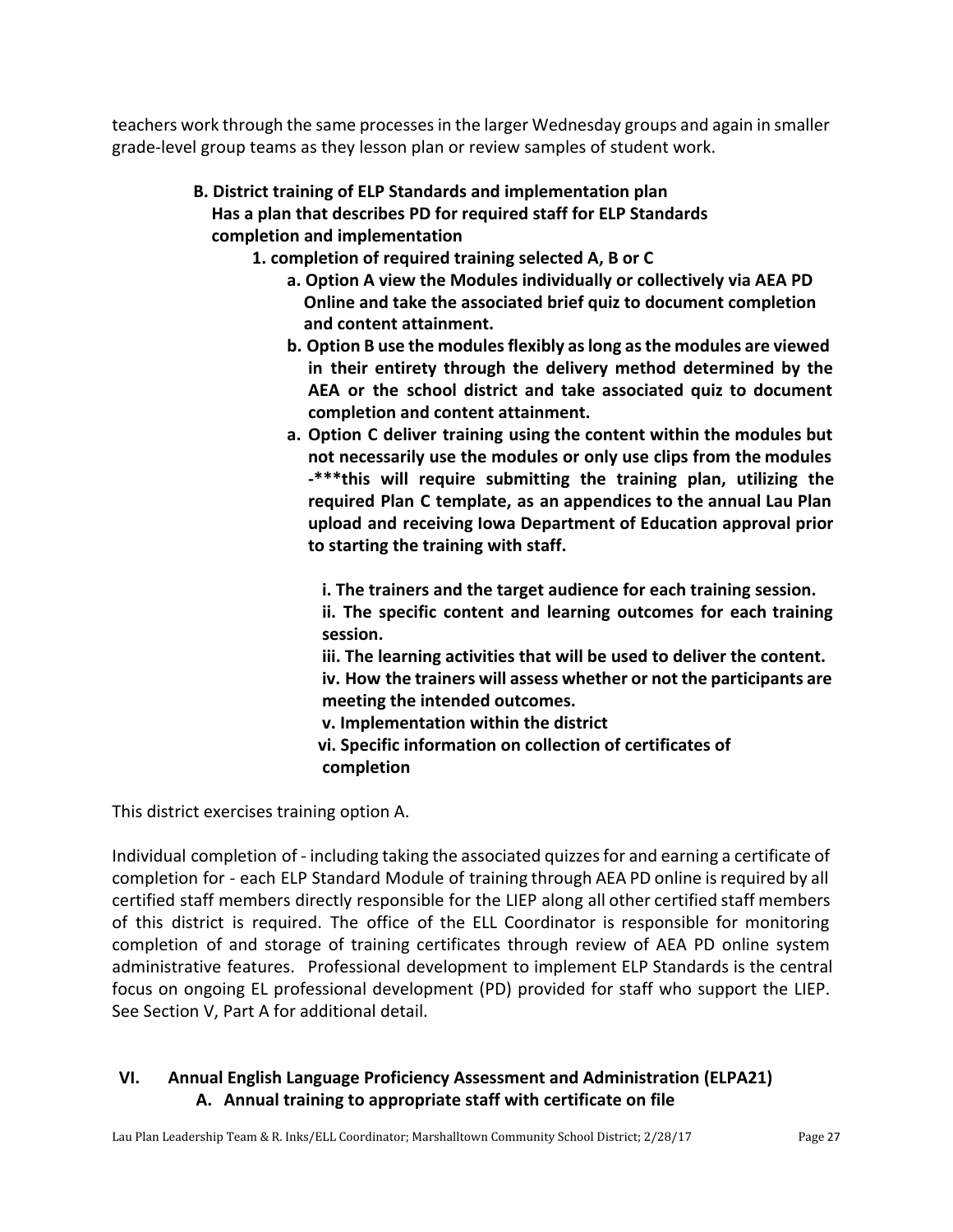teachers work through the same processes in the larger Wednesday groups and again in smaller grade-level group teams as they lesson plan or review samples of student work.

**B. District training of ELP Standards and implementation plan Has a plan that describes PD for required staff for ELP Standards completion and implementation**

**1. completion of required training selected A, B or C**

**a. Option A view the Modules individually or collectively via AEA PD Online and take the associated brief quiz to document completion and content attainment.**

**b. Option B use the modules flexibly as long as the modules are viewed in their entirety through the delivery method determined by the AEA or the school district and take associated quiz to document completion and content attainment.**

**a. Option C deliver training using the content within the modules but not necessarily use the modules or only use clips from the modules -\*\*\*this will require submitting the training plan, utilizing the required Plan C template, as an appendices to the annual Lau Plan upload and receiving Iowa Department of Education approval prior to starting the training with staff.**

**i. The trainers and the target audience for each training session.**
**ii. The specific content and learning outcomes for each training session.**
**iii. The learning activities that will be used to deliver the content.**
**iv. How the trainers will assess whether or not the participants are meeting the intended outcomes.**
**v. Implementation within the district**
**vi. Specific information on collection of certificates of completion**

This district exercises training option A.

Individual completion of - including taking the associated quizzes for and earning a certificate of completion for - each ELP Standard Module of training through AEA PD online is required by all certified staff members directly responsible for the LIEP along all other certified staff members of this district is required. The office of the ELL Coordinator is responsible for monitoring completion of and storage of training certificates through review of AEA PD online system administrative features. Professional development to implement ELP Standards is the central focus on ongoing EL professional development (PD) provided for staff who support the LIEP. See Section V, Part A for additional detail.

## VI. Annual English Language Proficiency Assessment and Administration (ELPA21)

### A. Annual training to appropriate staff with certificate on file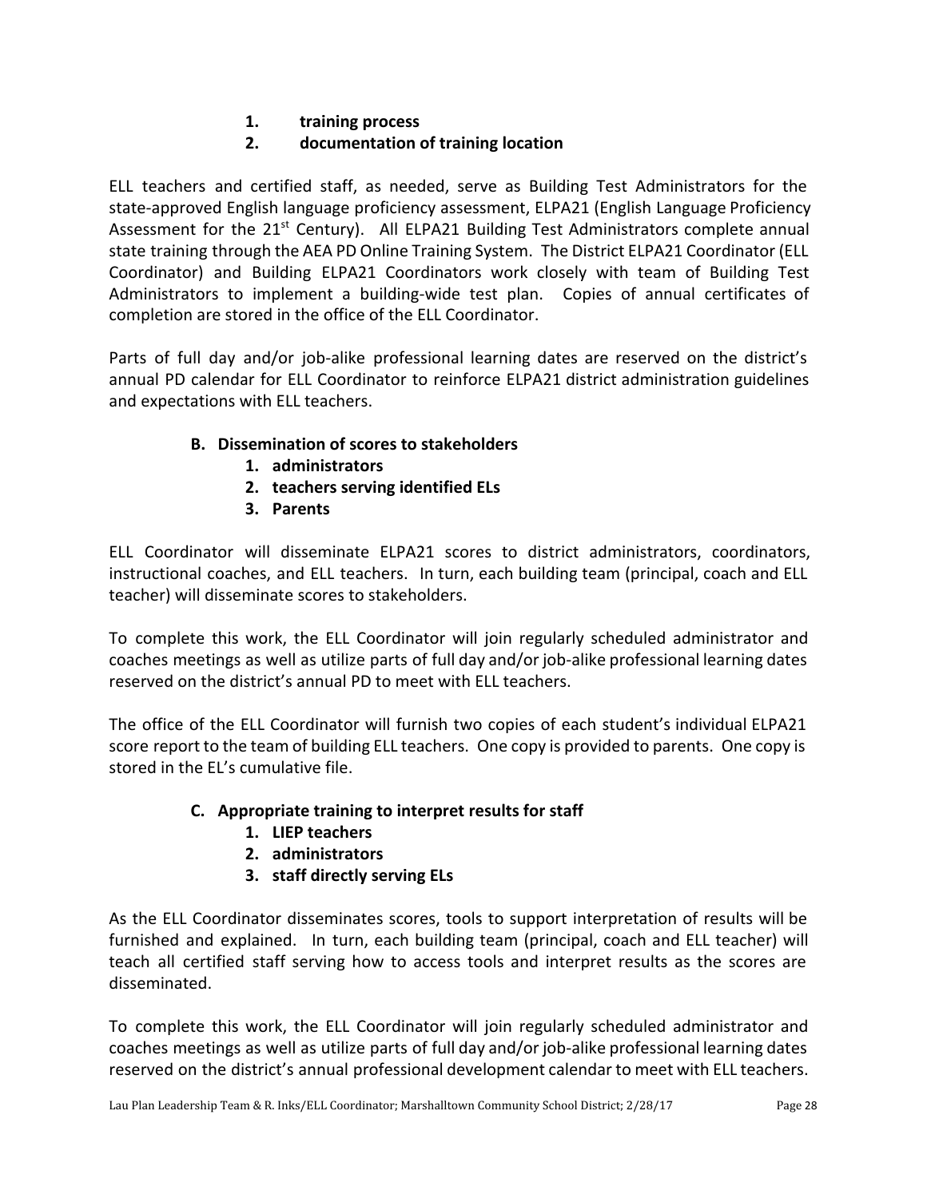1. **training process**
2. **documentation of training location**

ELL teachers and certified staff, as needed, serve as Building Test Administrators for the state-approved English language proficiency assessment, ELPA21 (English Language Proficiency Assessment for the 21st Century). All ELPA21 Building Test Administrators complete annual state training through the AEA PD Online Training System. The District ELPA21 Coordinator (ELL Coordinator) and Building ELPA21 Coordinators work closely with team of Building Test Administrators to implement a building-wide test plan. Copies of annual certificates of completion are stored in the office of the ELL Coordinator.

Parts of full day and/or job-alike professional learning dates are reserved on the district's annual PD calendar for ELL Coordinator to reinforce ELPA21 district administration guidelines and expectations with ELL teachers.

**B. Dissemination of scores to stakeholders**

1. **administrators**
2. **teachers serving identified ELs**
3. **Parents**

ELL Coordinator will disseminate ELPA21 scores to district administrators, coordinators, instructional coaches, and ELL teachers. In turn, each building team (principal, coach and ELL teacher) will disseminate scores to stakeholders.

To complete this work, the ELL Coordinator will join regularly scheduled administrator and coaches meetings as well as utilize parts of full day and/or job-alike professional learning dates reserved on the district's annual PD to meet with ELL teachers.

The office of the ELL Coordinator will furnish two copies of each student's individual ELPA21 score report to the team of building ELL teachers. One copy is provided to parents. One copy is stored in the EL's cumulative file.

**C. Appropriate training to interpret results for staff**

1. **LIEP teachers**
2. **administrators**
3. **staff directly serving ELs**

As the ELL Coordinator disseminates scores, tools to support interpretation of results will be furnished and explained. In turn, each building team (principal, coach and ELL teacher) will teach all certified staff serving how to access tools and interpret results as the scores are disseminated.

To complete this work, the ELL Coordinator will join regularly scheduled administrator and coaches meetings as well as utilize parts of full day and/or job-alike professional learning dates reserved on the district's annual professional development calendar to meet with ELL teachers.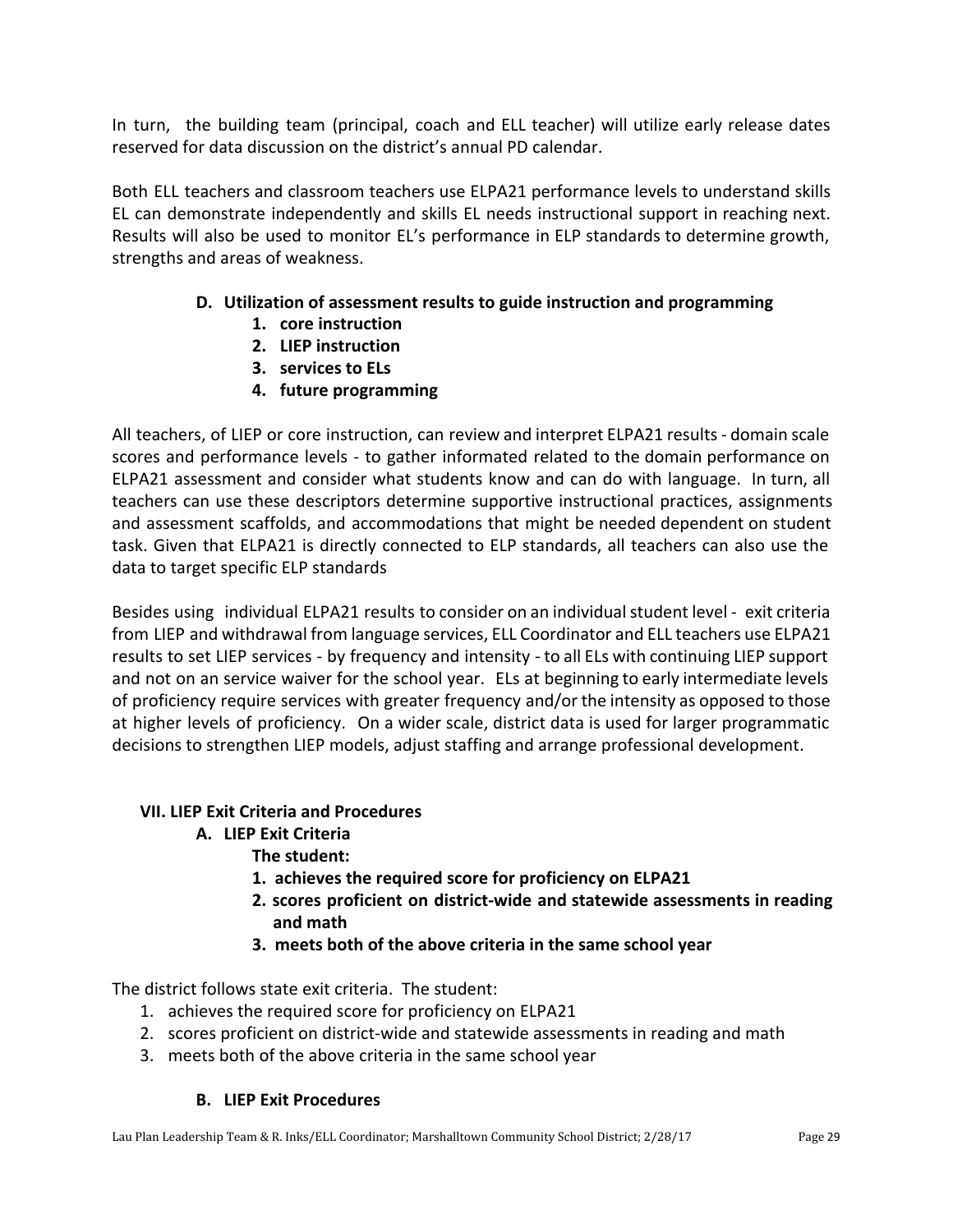In turn, the building team (principal, coach and ELL teacher) will utilize early release dates reserved for data discussion on the district's annual PD calendar.

Both ELL teachers and classroom teachers use ELPA21 performance levels to understand skills EL can demonstrate independently and skills EL needs instructional support in reaching next. Results will also be used to monitor EL's performance in ELP standards to determine growth, strengths and areas of weakness.

**D. Utilization of assessment results to guide instruction and programming**

1. **core instruction**
2. **LIEP instruction**
3. **services to ELs**
4. **future programming**

All teachers, of LIEP or core instruction, can review and interpret ELPA21 results - domain scale scores and performance levels - to gather informated related to the domain performance on ELPA21 assessment and consider what students know and can do with language. In turn, all teachers can use these descriptors determine supportive instructional practices, assignments and assessment scaffolds, and accommodations that might be needed dependent on student task. Given that ELPA21 is directly connected to ELP standards, all teachers can also use the data to target specific ELP standards

Besides using individual ELPA21 results to consider on an individual student level - exit criteria from LIEP and withdrawal from language services, ELL Coordinator and ELL teachers use ELPA21 results to set LIEP services - by frequency and intensity - to all ELs with continuing LIEP support and not on an service waiver for the school year. ELs at beginning to early intermediate levels of proficiency require services with greater frequency and/or the intensity as opposed to those at higher levels of proficiency. On a wider scale, district data is used for larger programmatic decisions to strengthen LIEP models, adjust staffing and arrange professional development.

## VII. LIEP Exit Criteria and Procedures

### A. LIEP Exit Criteria

**The student:**

1. **achieves the required score for proficiency on ELPA21**
2. **scores proficient on district-wide and statewide assessments in reading and math**
3. **meets both of the above criteria in the same school year**

The district follows state exit criteria. The student:

1. achieves the required score for proficiency on ELPA21
2. scores proficient on district-wide and statewide assessments in reading and math
3. meets both of the above criteria in the same school year

### B. LIEP Exit Procedures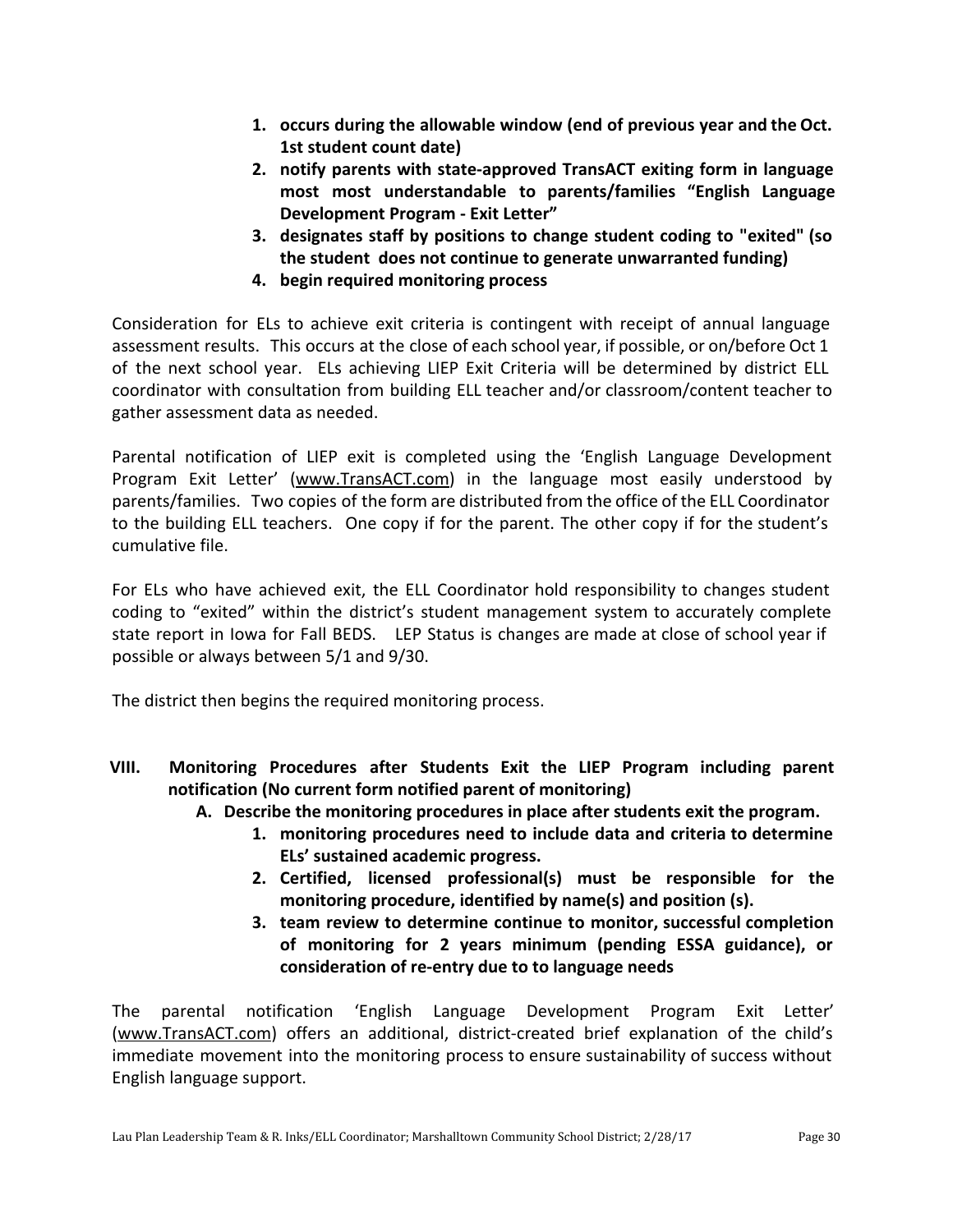1. **occurs during the allowable window (end of previous year and the Oct. 1st student count date)**
2. **notify parents with state-approved TransACT exiting form in language most most understandable to parents/families "English Language Development Program - Exit Letter"**
3. **designates staff by positions to change student coding to "exited" (so the student does not continue to generate unwarranted funding)**
4. **begin required monitoring process**

Consideration for ELs to achieve exit criteria is contingent with receipt of annual language assessment results. This occurs at the close of each school year, if possible, or on/before Oct 1 of the next school year. ELs achieving LIEP Exit Criteria will be determined by district ELL coordinator with consultation from building ELL teacher and/or classroom/content teacher to gather assessment data as needed.

Parental notification of LIEP exit is completed using the 'English Language Development Program Exit Letter' (www.TransACT.com) in the language most easily understood by parents/families. Two copies of the form are distributed from the office of the ELL Coordinator to the building ELL teachers. One copy if for the parent. The other copy if for the student's cumulative file.

For ELs who have achieved exit, the ELL Coordinator hold responsibility to changes student coding to "exited" within the district's student management system to accurately complete state report in Iowa for Fall BEDS. LEP Status is changes are made at close of school year if possible or always between 5/1 and 9/30.

The district then begins the required monitoring process.

## VIII. Monitoring Procedures after Students Exit the LIEP Program including parent notification (No current form notified parent of monitoring)

### A. Describe the monitoring procedures in place after students exit the program.

1. **monitoring procedures need to include data and criteria to determine ELs' sustained academic progress.**
2. **Certified, licensed professional(s) must be responsible for the monitoring procedure, identified by name(s) and position (s).**
3. **team review to determine continue to monitor, successful completion of monitoring for 2 years minimum (pending ESSA guidance), or consideration of re-entry due to to language needs**

The parental notification 'English Language Development Program Exit Letter' (www.TransACT.com) offers an additional, district-created brief explanation of the child's immediate movement into the monitoring process to ensure sustainability of success without English language support.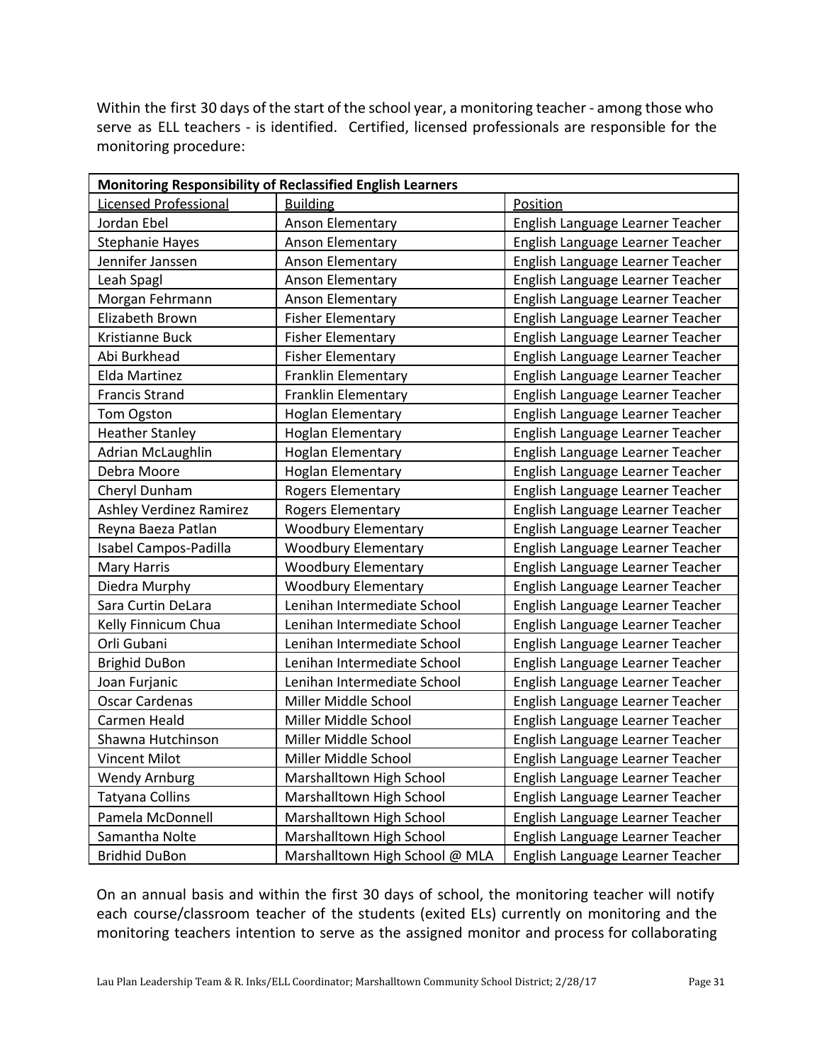Within the first 30 days of the start of the school year, a monitoring teacher - among those who serve as ELL teachers - is identified. Certified, licensed professionals are responsible for the monitoring procedure:

| **Monitoring Responsibility of Reclassified English Learners** | | |
|---|---|---|
| Licensed Professional | Building | Position |
| Jordan Ebel | Anson Elementary | English Language Learner Teacher |
| Stephanie Hayes | Anson Elementary | English Language Learner Teacher |
| Jennifer Janssen | Anson Elementary | English Language Learner Teacher |
| Leah Spagl | Anson Elementary | English Language Learner Teacher |
| Morgan Fehrmann | Anson Elementary | English Language Learner Teacher |
| Elizabeth Brown | Fisher Elementary | English Language Learner Teacher |
| Kristianne Buck | Fisher Elementary | English Language Learner Teacher |
| Abi Burkhead | Fisher Elementary | English Language Learner Teacher |
| Elda Martinez | Franklin Elementary | English Language Learner Teacher |
| Francis Strand | Franklin Elementary | English Language Learner Teacher |
| Tom Ogston | Hoglan Elementary | English Language Learner Teacher |
| Heather Stanley | Hoglan Elementary | English Language Learner Teacher |
| Adrian McLaughlin | Hoglan Elementary | English Language Learner Teacher |
| Debra Moore | Hoglan Elementary | English Language Learner Teacher |
| Cheryl Dunham | Rogers Elementary | English Language Learner Teacher |
| Ashley Verdinez Ramirez | Rogers Elementary | English Language Learner Teacher |
| Reyna Baeza Patlan | Woodbury Elementary | English Language Learner Teacher |
| Isabel Campos-Padilla | Woodbury Elementary | English Language Learner Teacher |
| Mary Harris | Woodbury Elementary | English Language Learner Teacher |
| Diedra Murphy | Woodbury Elementary | English Language Learner Teacher |
| Sara Curtin DeLara | Lenihan Intermediate School | English Language Learner Teacher |
| Kelly Finnicum Chua | Lenihan Intermediate School | English Language Learner Teacher |
| Orli Gubani | Lenihan Intermediate School | English Language Learner Teacher |
| Brighid DuBon | Lenihan Intermediate School | English Language Learner Teacher |
| Joan Furjanic | Lenihan Intermediate School | English Language Learner Teacher |
| Oscar Cardenas | Miller Middle School | English Language Learner Teacher |
| Carmen Heald | Miller Middle School | English Language Learner Teacher |
| Shawna Hutchinson | Miller Middle School | English Language Learner Teacher |
| Vincent Milot | Miller Middle School | English Language Learner Teacher |
| Wendy Arnburg | Marshalltown High School | English Language Learner Teacher |
| Tatyana Collins | Marshalltown High School | English Language Learner Teacher |
| Pamela McDonnell | Marshalltown High School | English Language Learner Teacher |
| Samantha Nolte | Marshalltown High School | English Language Learner Teacher |
| Bridhid DuBon | Marshalltown High School @ MLA | English Language Learner Teacher |

On an annual basis and within the first 30 days of school, the monitoring teacher will notify each course/classroom teacher of the students (exited ELs) currently on monitoring and the monitoring teachers intention to serve as the assigned monitor and process for collaborating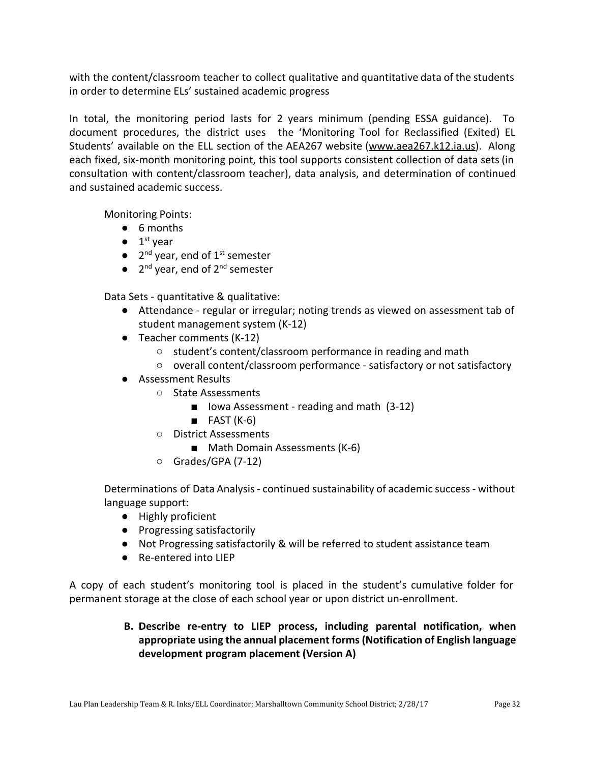with the content/classroom teacher to collect qualitative and quantitative data of the students in order to determine ELs' sustained academic progress

In total, the monitoring period lasts for 2 years minimum (pending ESSA guidance). To document procedures, the district uses the 'Monitoring Tool for Reclassified (Exited) EL Students' available on the ELL section of the AEA267 website (www.aea267.k12.ia.us). Along each fixed, six-month monitoring point, this tool supports consistent collection of data sets (in consultation with content/classroom teacher), data analysis, and determination of continued and sustained academic success.

Monitoring Points:

- 6 months
- 1st year
- 2nd year, end of 1st semester
- 2nd year, end of 2nd semester

Data Sets - quantitative & qualitative:

- Attendance - regular or irregular; noting trends as viewed on assessment tab of student management system (K-12)
- Teacher comments (K-12)
  - student's content/classroom performance in reading and math
  - overall content/classroom performance - satisfactory or not satisfactory
- Assessment Results
  - State Assessments
    - Iowa Assessment - reading and math (3-12)
    - FAST (K-6)
  - District Assessments
    - Math Domain Assessments (K-6)
  - Grades/GPA (7-12)

Determinations of Data Analysis - continued sustainability of academic success - without language support:

- Highly proficient
- Progressing satisfactorily
- Not Progressing satisfactorily & will be referred to student assistance team
- Re-entered into LIEP

A copy of each student's monitoring tool is placed in the student's cumulative folder for permanent storage at the close of each school year or upon district un-enrollment.

**B. Describe re-entry to LIEP process, including parental notification, when appropriate using the annual placement forms (Notification of English language development program placement (Version A)**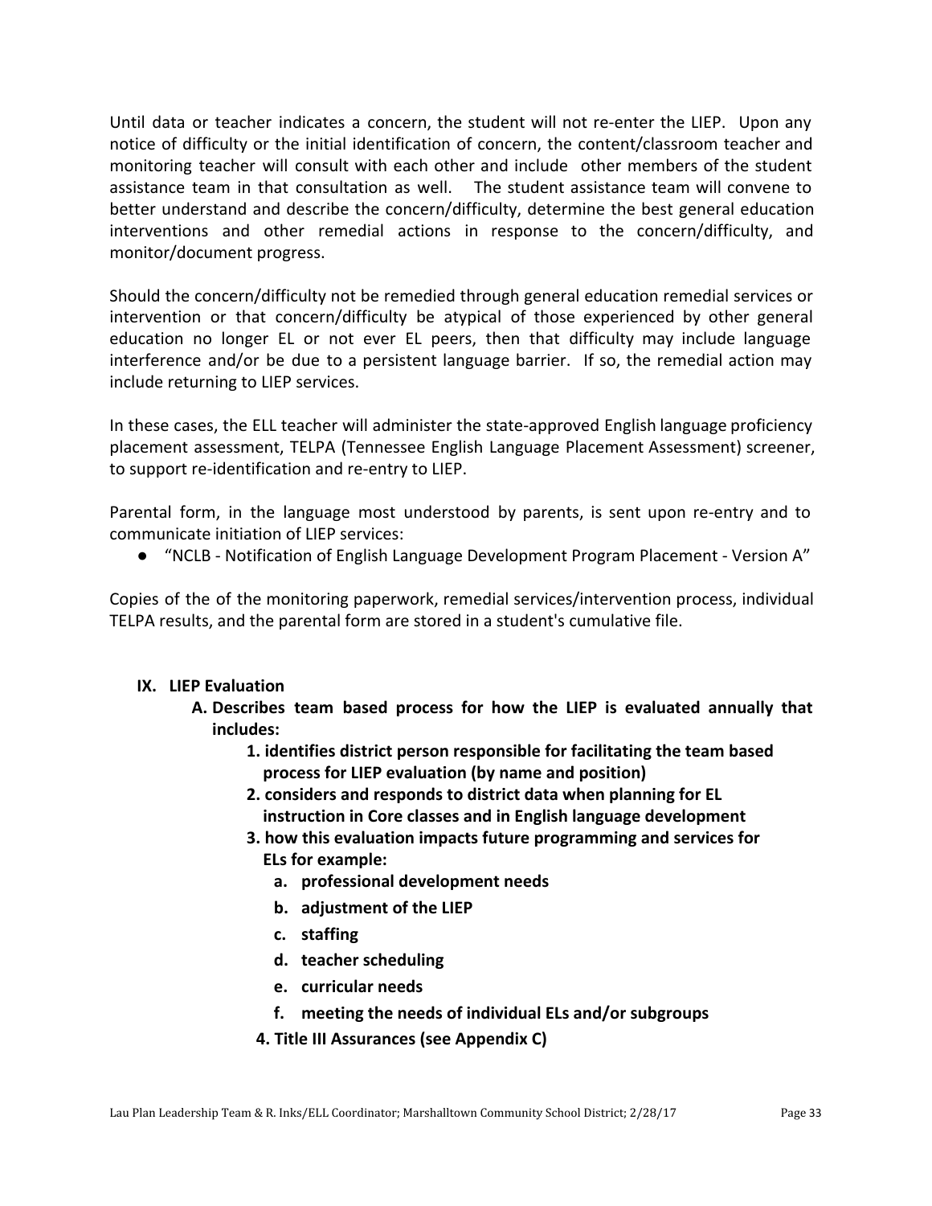Until data or teacher indicates a concern, the student will not re-enter the LIEP. Upon any notice of difficulty or the initial identification of concern, the content/classroom teacher and monitoring teacher will consult with each other and include other members of the student assistance team in that consultation as well. The student assistance team will convene to better understand and describe the concern/difficulty, determine the best general education interventions and other remedial actions in response to the concern/difficulty, and monitor/document progress.

Should the concern/difficulty not be remedied through general education remedial services or intervention or that concern/difficulty be atypical of those experienced by other general education no longer EL or not ever EL peers, then that difficulty may include language interference and/or be due to a persistent language barrier. If so, the remedial action may include returning to LIEP services.

In these cases, the ELL teacher will administer the state-approved English language proficiency placement assessment, TELPA (Tennessee English Language Placement Assessment) screener, to support re-identification and re-entry to LIEP.

Parental form, in the language most understood by parents, is sent upon re-entry and to communicate initiation of LIEP services:

- "NCLB - Notification of English Language Development Program Placement - Version A"

Copies of the of the monitoring paperwork, remedial services/intervention process, individual TELPA results, and the parental form are stored in a student's cumulative file.

## IX. LIEP Evaluation

**A. Describes team based process for how the LIEP is evaluated annually that includes:**

**1. identifies district person responsible for facilitating the team based process for LIEP evaluation (by name and position)**

**2. considers and responds to district data when planning for EL instruction in Core classes and in English language development**

**3. how this evaluation impacts future programming and services for ELs for example:**

- **a. professional development needs**
- **b. adjustment of the LIEP**
- **c. staffing**
- **d. teacher scheduling**
- **e. curricular needs**
- **f. meeting the needs of individual ELs and/or subgroups**

**4. Title III Assurances (see Appendix C)**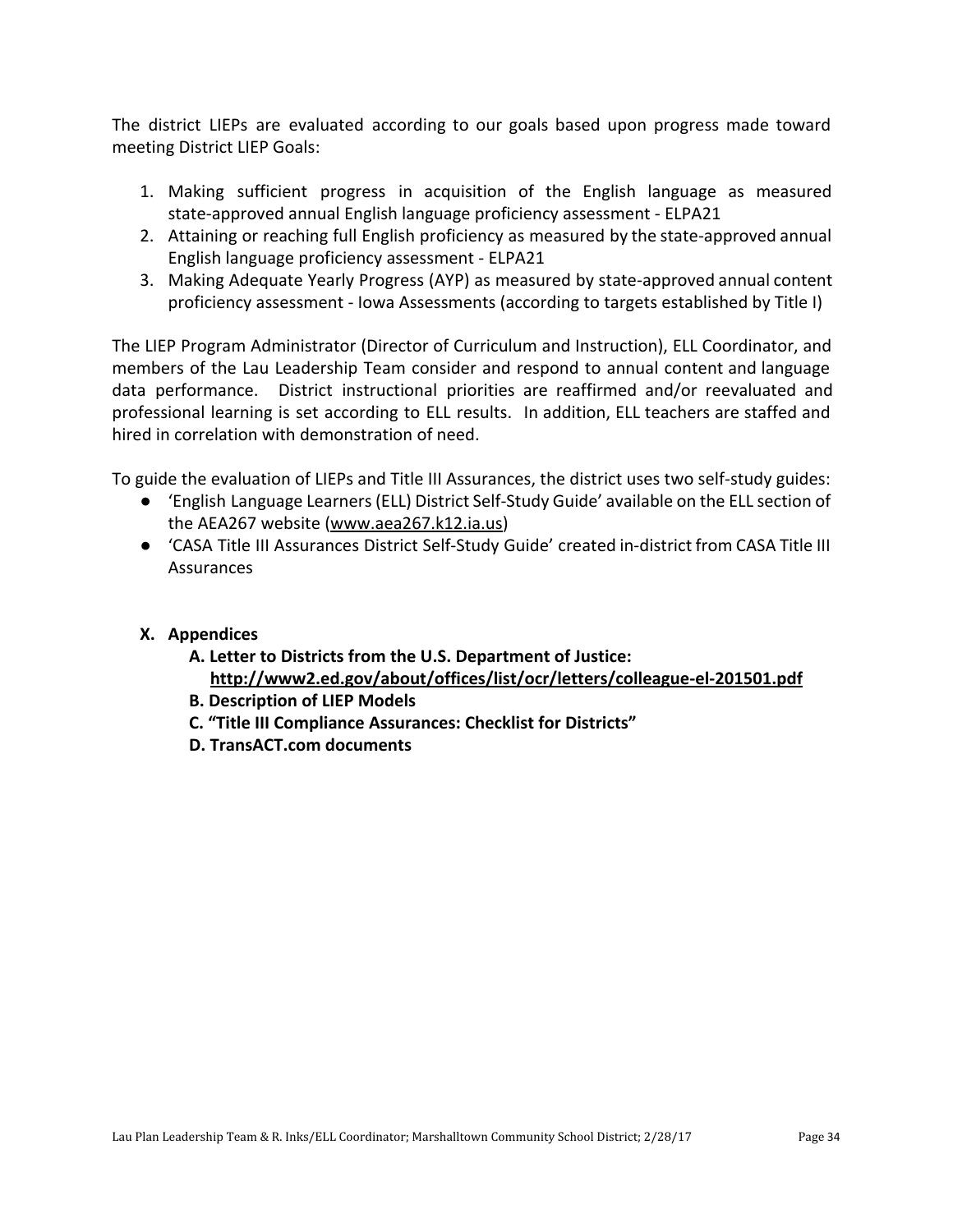The district LIEPs are evaluated according to our goals based upon progress made toward meeting District LIEP Goals:

1. Making sufficient progress in acquisition of the English language as measured state-approved annual English language proficiency assessment - ELPA21
2. Attaining or reaching full English proficiency as measured by the state-approved annual English language proficiency assessment - ELPA21
3. Making Adequate Yearly Progress (AYP) as measured by state-approved annual content proficiency assessment - Iowa Assessments (according to targets established by Title I)

The LIEP Program Administrator (Director of Curriculum and Instruction), ELL Coordinator, and members of the Lau Leadership Team consider and respond to annual content and language data performance. District instructional priorities are reaffirmed and/or reevaluated and professional learning is set according to ELL results. In addition, ELL teachers are staffed and hired in correlation with demonstration of need.

To guide the evaluation of LIEPs and Title III Assurances, the district uses two self-study guides:

- 'English Language Learners (ELL) District Self-Study Guide' available on the ELL section of the AEA267 website (www.aea267.k12.ia.us)
- 'CASA Title III Assurances District Self-Study Guide' created in-district from CASA Title III Assurances

## X. Appendices

**A. Letter to Districts from the U.S. Department of Justice: http://www2.ed.gov/about/offices/list/ocr/letters/colleague-el-201501.pdf**

**B. Description of LIEP Models**

**C. "Title III Compliance Assurances: Checklist for Districts"**

**D. TransACT.com documents**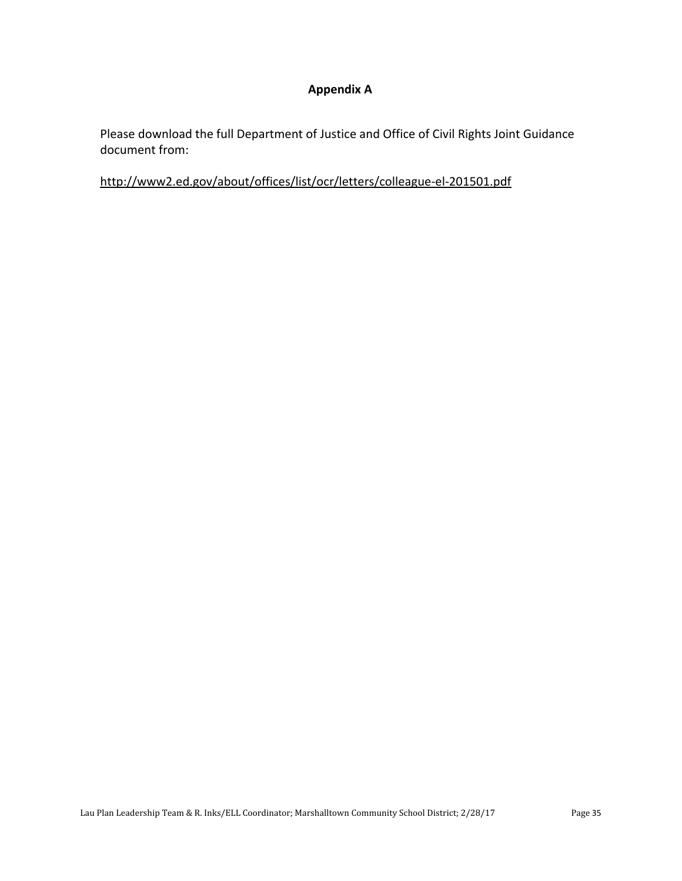## Appendix A

Please download the full Department of Justice and Office of Civil Rights Joint Guidance document from:

http://www2.ed.gov/about/offices/list/ocr/letters/colleague-el-201501.pdf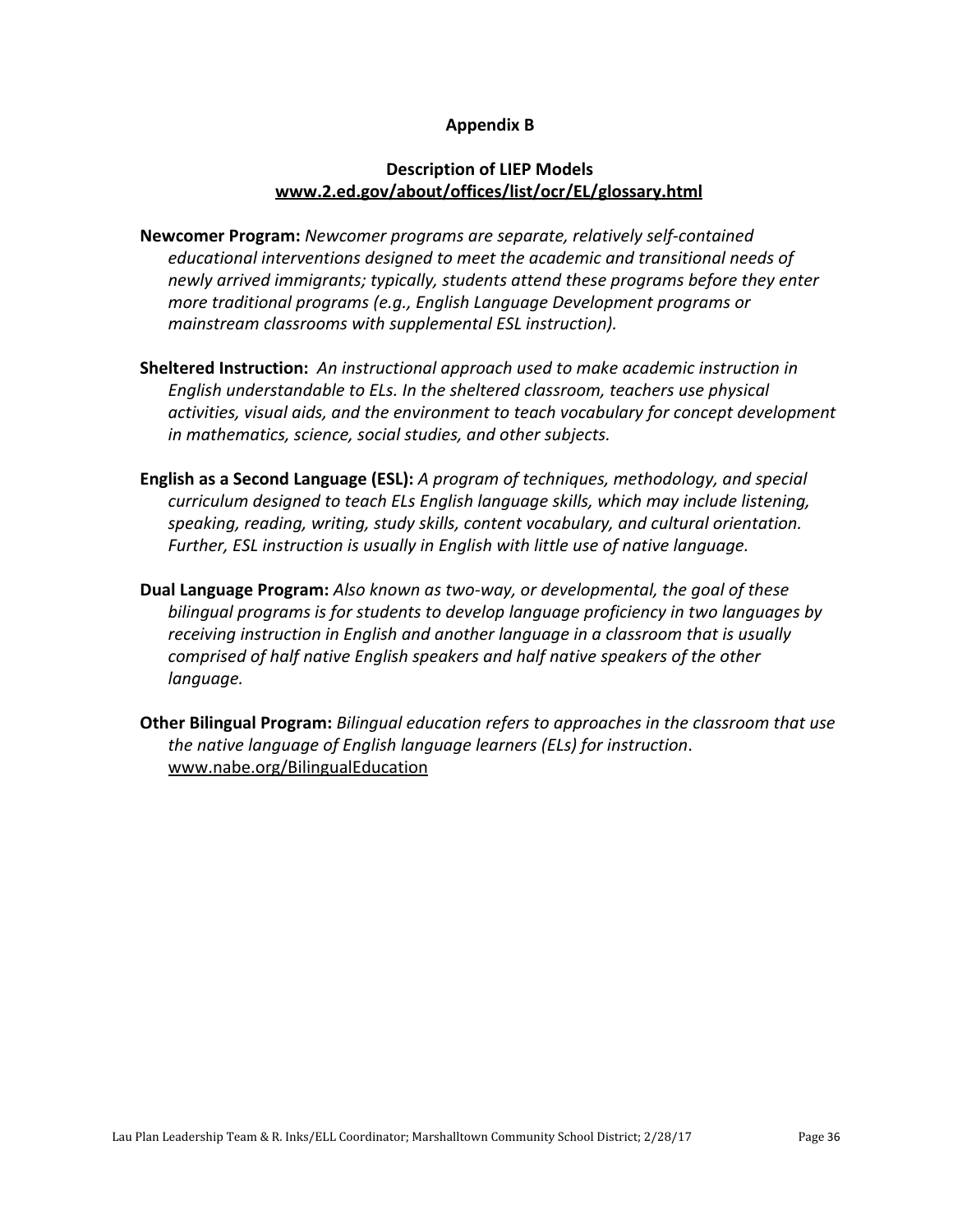## Appendix B

### Description of LIEP Models

**www.2.ed.gov/about/offices/list/ocr/EL/glossary.html**

**Newcomer Program:** *Newcomer programs are separate, relatively self-contained educational interventions designed to meet the academic and transitional needs of newly arrived immigrants; typically, students attend these programs before they enter more traditional programs (e.g., English Language Development programs or mainstream classrooms with supplemental ESL instruction).*

**Sheltered Instruction:** *An instructional approach used to make academic instruction in English understandable to ELs. In the sheltered classroom, teachers use physical activities, visual aids, and the environment to teach vocabulary for concept development in mathematics, science, social studies, and other subjects.*

**English as a Second Language (ESL):** *A program of techniques, methodology, and special curriculum designed to teach ELs English language skills, which may include listening, speaking, reading, writing, study skills, content vocabulary, and cultural orientation. Further, ESL instruction is usually in English with little use of native language.*

**Dual Language Program:** *Also known as two-way, or developmental, the goal of these bilingual programs is for students to develop language proficiency in two languages by receiving instruction in English and another language in a classroom that is usually comprised of half native English speakers and half native speakers of the other language.*

**Other Bilingual Program:** *Bilingual education refers to approaches in the classroom that use the native language of English language learners (ELs) for instruction*. www.nabe.org/BilingualEducation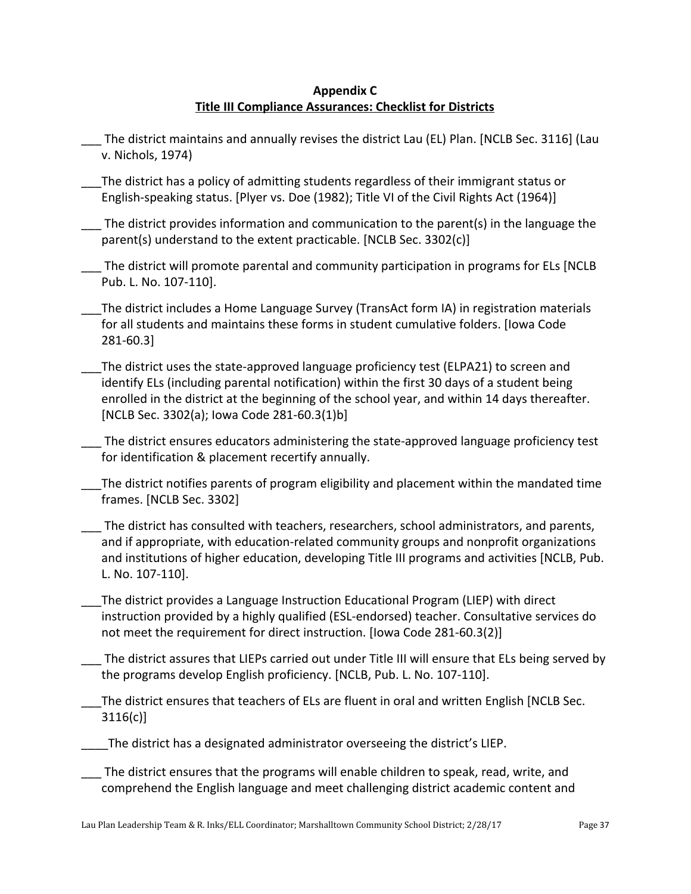**Appendix C**
**Title III Compliance Assurances: Checklist for Districts**

___ The district maintains and annually revises the district Lau (EL) Plan. [NCLB Sec. 3116] (Lau v. Nichols, 1974)

___The district has a policy of admitting students regardless of their immigrant status or English-speaking status. [Plyer vs. Doe (1982); Title VI of the Civil Rights Act (1964)]

___ The district provides information and communication to the parent(s) in the language the parent(s) understand to the extent practicable. [NCLB Sec. 3302(c)]

___ The district will promote parental and community participation in programs for ELs [NCLB Pub. L. No. 107-110].

___The district includes a Home Language Survey (TransAct form IA) in registration materials for all students and maintains these forms in student cumulative folders. [Iowa Code 281-60.3]

___The district uses the state-approved language proficiency test (ELPA21) to screen and identify ELs (including parental notification) within the first 30 days of a student being enrolled in the district at the beginning of the school year, and within 14 days thereafter. [NCLB Sec. 3302(a); Iowa Code 281-60.3(1)b]

___ The district ensures educators administering the state-approved language proficiency test for identification & placement recertify annually.

___The district notifies parents of program eligibility and placement within the mandated time frames. [NCLB Sec. 3302]

___ The district has consulted with teachers, researchers, school administrators, and parents, and if appropriate, with education-related community groups and nonprofit organizations and institutions of higher education, developing Title III programs and activities [NCLB, Pub. L. No. 107-110].

___The district provides a Language Instruction Educational Program (LIEP) with direct instruction provided by a highly qualified (ESL-endorsed) teacher. Consultative services do not meet the requirement for direct instruction. [Iowa Code 281-60.3(2)]

___ The district assures that LIEPs carried out under Title III will ensure that ELs being served by the programs develop English proficiency. [NCLB, Pub. L. No. 107-110].

___The district ensures that teachers of ELs are fluent in oral and written English [NCLB Sec. 3116(c)]

____The district has a designated administrator overseeing the district's LIEP.

___ The district ensures that the programs will enable children to speak, read, write, and comprehend the English language and meet challenging district academic content and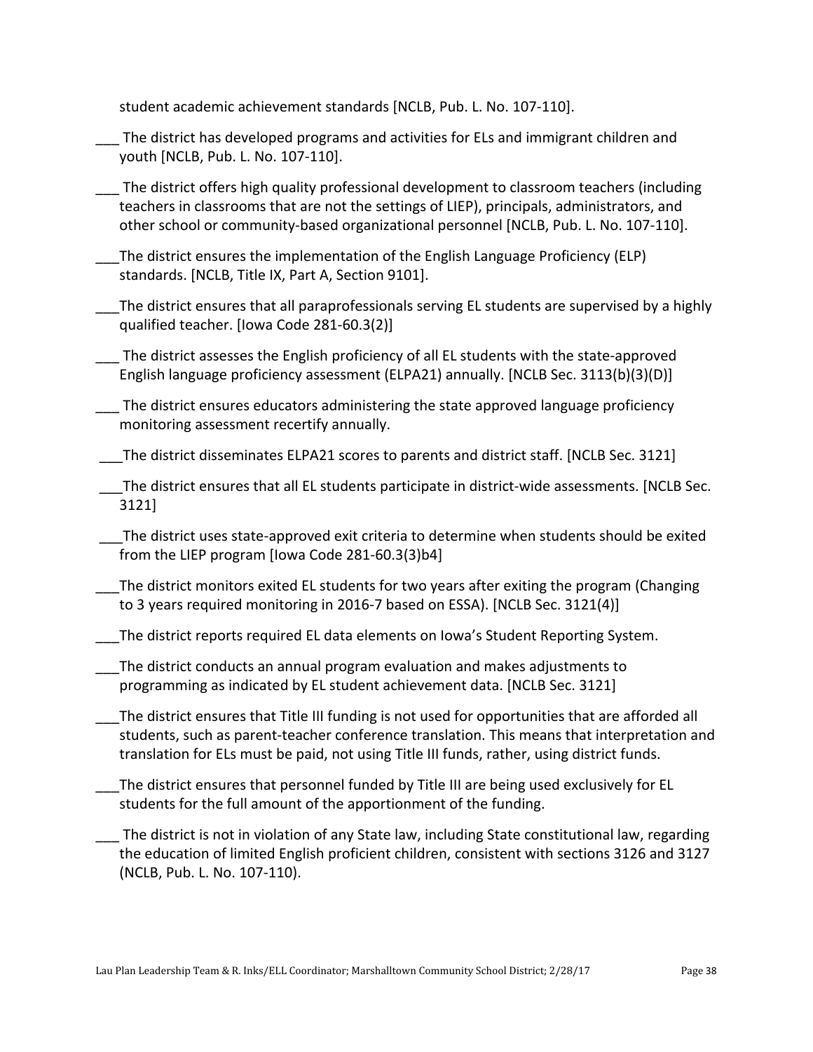student academic achievement standards [NCLB, Pub. L. No. 107-110].

___ The district has developed programs and activities for ELs and immigrant children and youth [NCLB, Pub. L. No. 107-110].

___ The district offers high quality professional development to classroom teachers (including teachers in classrooms that are not the settings of LIEP), principals, administrators, and other school or community-based organizational personnel [NCLB, Pub. L. No. 107-110].

___The district ensures the implementation of the English Language Proficiency (ELP) standards. [NCLB, Title IX, Part A, Section 9101].

___The district ensures that all paraprofessionals serving EL students are supervised by a highly qualified teacher. [Iowa Code 281-60.3(2)]

___ The district assesses the English proficiency of all EL students with the state-approved English language proficiency assessment (ELPA21) annually. [NCLB Sec. 3113(b)(3)(D)]

___ The district ensures educators administering the state approved language proficiency monitoring assessment recertify annually.

___The district disseminates ELPA21 scores to parents and district staff. [NCLB Sec. 3121]

___The district ensures that all EL students participate in district-wide assessments. [NCLB Sec. 3121]

___The district uses state-approved exit criteria to determine when students should be exited from the LIEP program [Iowa Code 281-60.3(3)b4]

___The district monitors exited EL students for two years after exiting the program (Changing to 3 years required monitoring in 2016-7 based on ESSA). [NCLB Sec. 3121(4)]

___The district reports required EL data elements on Iowa's Student Reporting System.

___The district conducts an annual program evaluation and makes adjustments to programming as indicated by EL student achievement data. [NCLB Sec. 3121]

___The district ensures that Title III funding is not used for opportunities that are afforded all students, such as parent-teacher conference translation. This means that interpretation and translation for ELs must be paid, not using Title III funds, rather, using district funds.

___The district ensures that personnel funded by Title III are being used exclusively for EL students for the full amount of the apportionment of the funding.

___ The district is not in violation of any State law, including State constitutional law, regarding the education of limited English proficient children, consistent with sections 3126 and 3127 (NCLB, Pub. L. No. 107-110).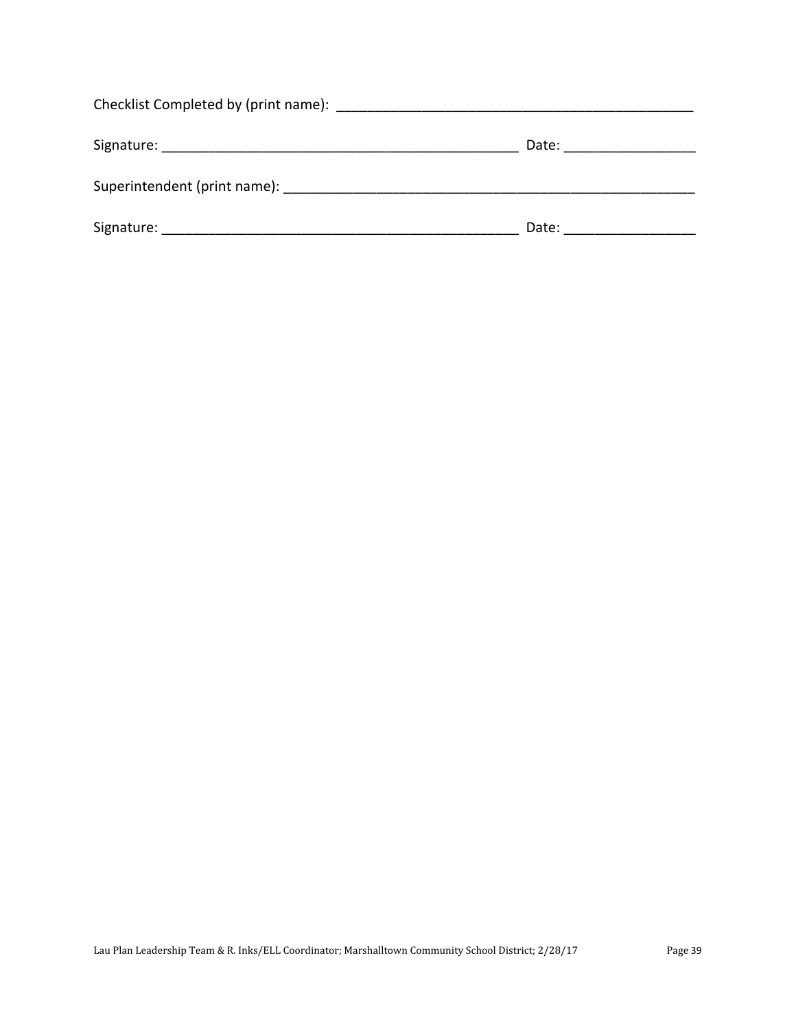Checklist Completed by (print name): _______________________________________________

Signature: _______________________________________________ Date: _________________

Superintendent (print name): _______________________________________________________

Signature: _______________________________________________ Date: _________________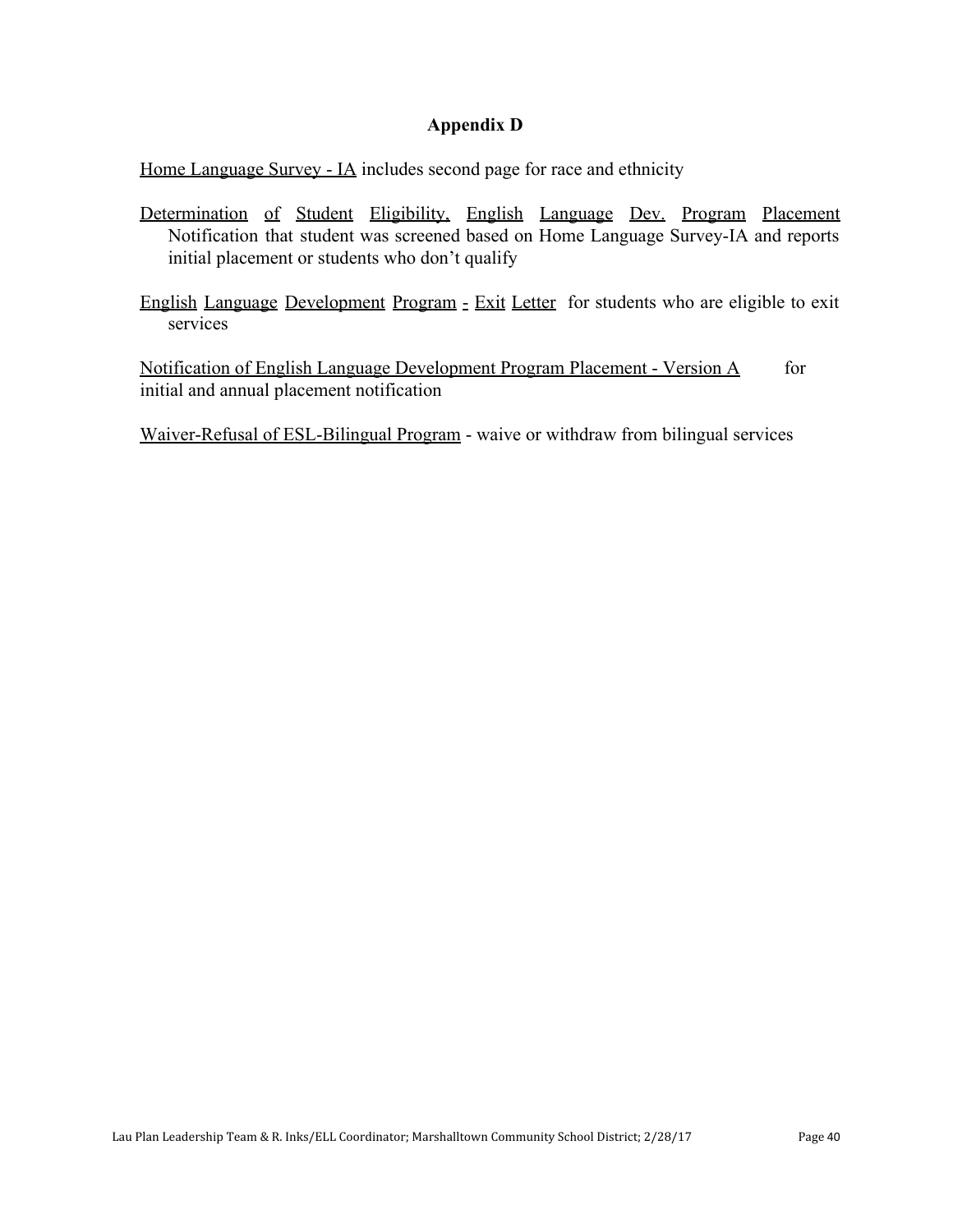## Appendix D

Home Language Survey - IA includes second page for race and ethnicity

Determination of Student Eligibility, English Language Dev. Program Placement Notification that student was screened based on Home Language Survey-IA and reports initial placement or students who don't qualify

English Language Development Program - Exit Letter for students who are eligible to exit services

Notification of English Language Development Program Placement - Version A for initial and annual placement notification

Waiver-Refusal of ESL-Bilingual Program - waive or withdraw from bilingual services